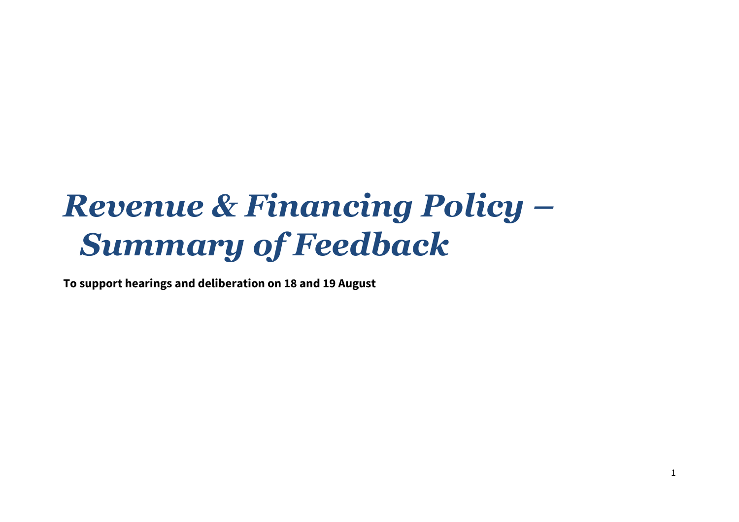# *Revenue & Financing Policy – Summary of Feedback*

**To support hearings and deliberation on 18 and 19 August**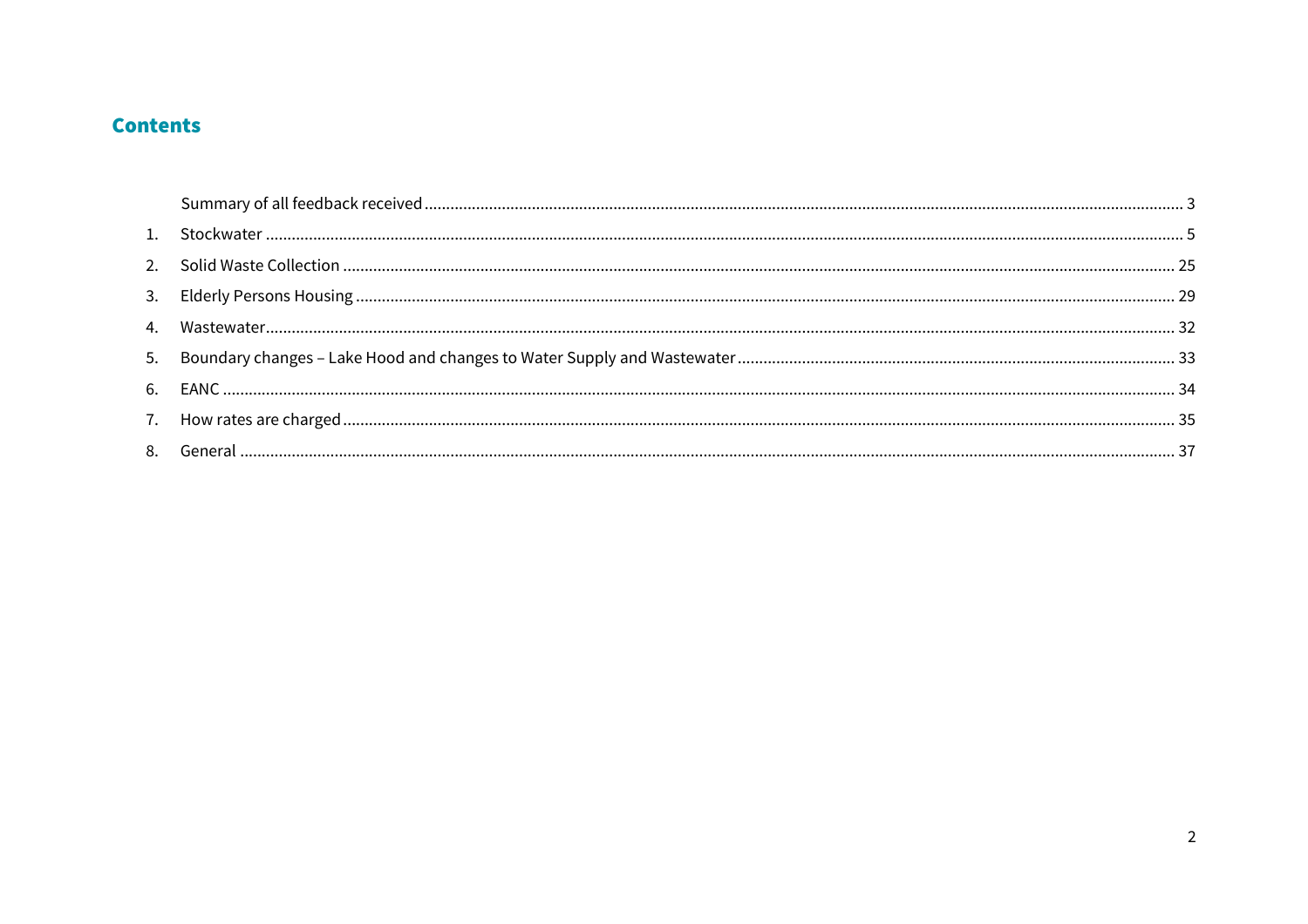## Contents

Summary of all feedback received ... 3

1. Stockwater ... 5
2. Solid Waste Collection ... 25
3. Elderly Persons Housing ... 29
4. Wastewater ... 32
5. Boundary changes – Lake Hood and changes to Water Supply and Wastewater ... 33
6. EANC ... 34
7. How rates are charged ... 35
8. General ... 37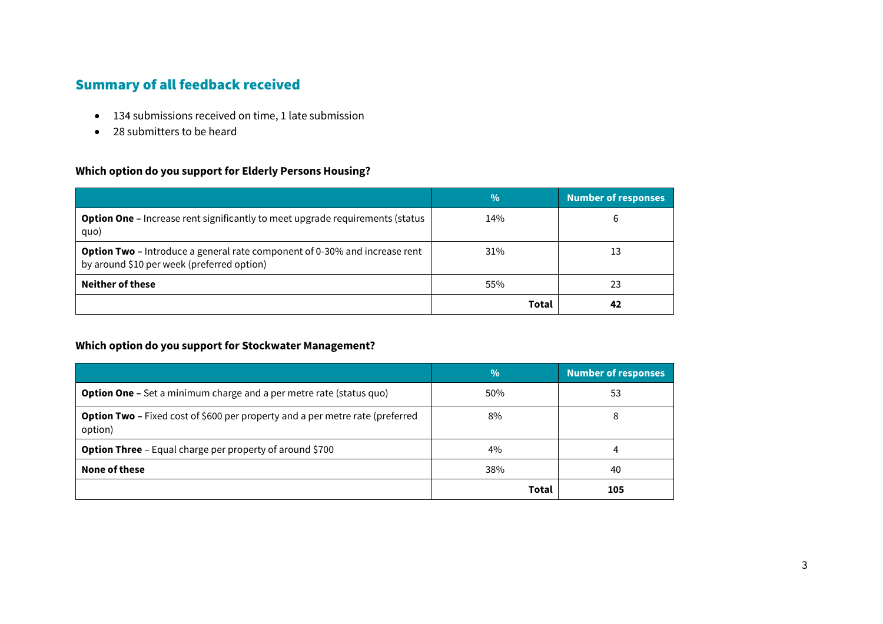## Summary of all feedback received

- 134 submissions received on time, 1 late submission
- 28 submitters to be heard

**Which option do you support for Elderly Persons Housing?**

| | % | Number of responses |
|---|---|---|
| **Option One –** Increase rent significantly to meet upgrade requirements (status quo) | 14% | 6 |
| **Option Two –** Introduce a general rate component of 0-30% and increase rent by around $10 per week (preferred option) | 31% | 13 |
| **Neither of these** | 55% | 23 |
| | **Total** | **42** |

**Which option do you support for Stockwater Management?**

| | % | Number of responses |
|---|---|---|
| **Option One –** Set a minimum charge and a per metre rate (status quo) | 50% | 53 |
| **Option Two –** Fixed cost of $600 per property and a per metre rate (preferred option) | 8% | 8 |
| **Option Three** – Equal charge per property of around $700 | 4% | 4 |
| **None of these** | 38% | 40 |
| | **Total** | **105** |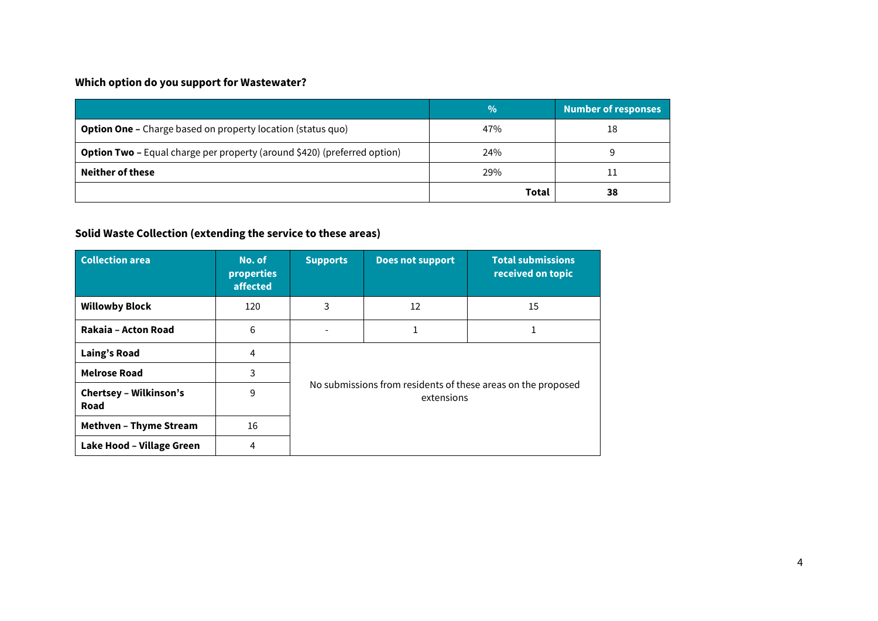**Which option do you support for Wastewater?**

| | % | Number of responses |
|---|---|---|
| **Option One –** Charge based on property location (status quo) | 47% | 18 |
| **Option Two –** Equal charge per property (around $420) (preferred option) | 24% | 9 |
| **Neither of these** | 29% | 11 |
| | **Total** | **38** |

**Solid Waste Collection (extending the service to these areas)**

| Collection area | No. of properties affected | Supports | Does not support | Total submissions received on topic |
|---|---|---|---|---|
| **Willowby Block** | 120 | 3 | 12 | 15 |
| **Rakaia – Acton Road** | 6 | - | 1 | 1 |
| **Laing's Road** | 4 | No submissions from residents of these areas on the proposed extensions | | |
| **Melrose Road** | 3 | | | |
| **Chertsey – Wilkinson's Road** | 9 | | | |
| **Methven – Thyme Stream** | 16 | | | |
| **Lake Hood – Village Green** | 4 | | | |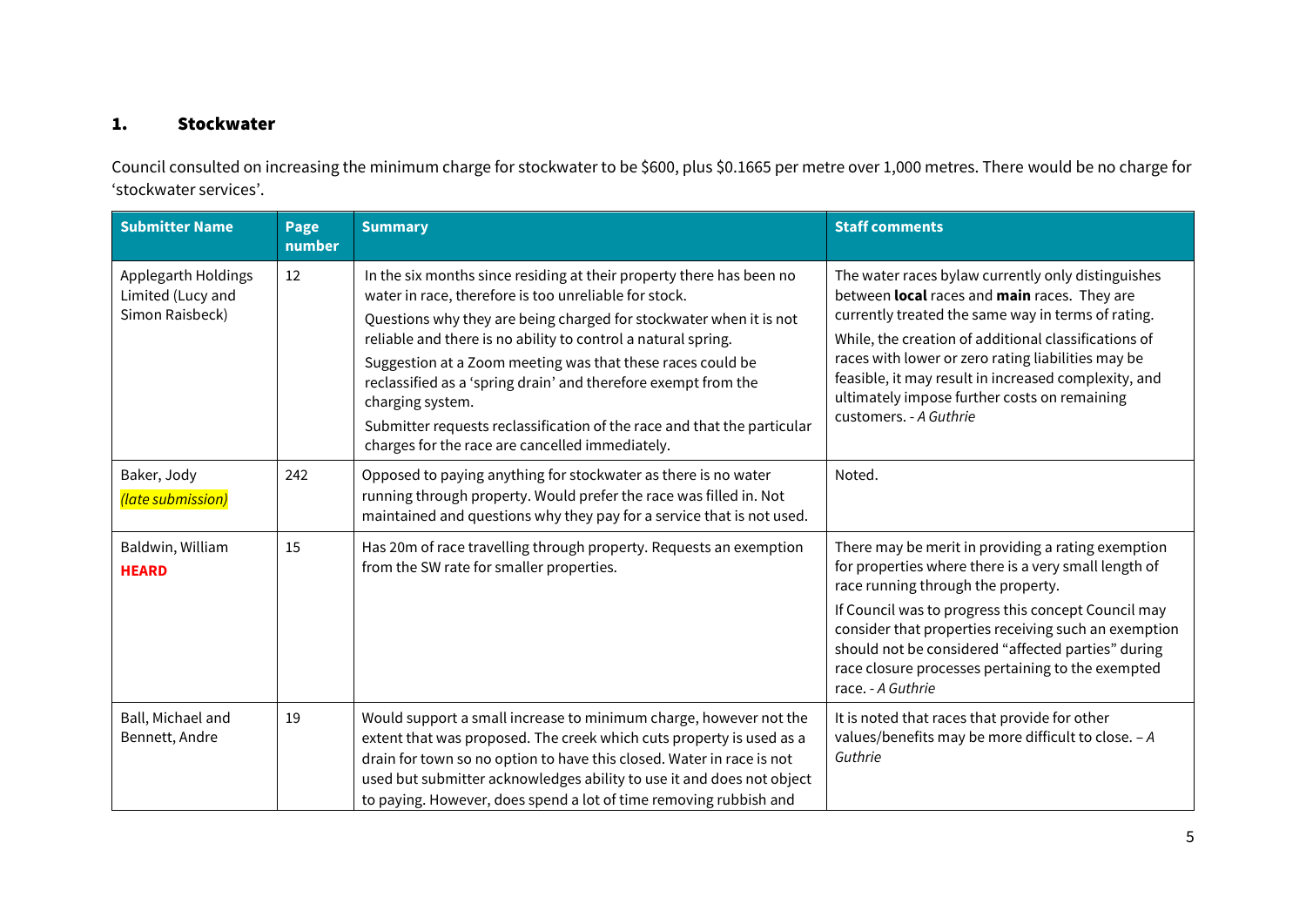## 1. Stockwater

Council consulted on increasing the minimum charge for stockwater to be $600, plus $0.1665 per metre over 1,000 metres. There would be no charge for 'stockwater services'.

| Submitter Name | Page number | Summary | Staff comments |
| --- | --- | --- | --- |
| Applegarth Holdings Limited (Lucy and Simon Raisbeck) | 12 | In the six months since residing at their property there has been no water in race, therefore is too unreliable for stock. Questions why they are being charged for stockwater when it is not reliable and there is no ability to control a natural spring. Suggestion at a Zoom meeting was that these races could be reclassified as a 'spring drain' and therefore exempt from the charging system. Submitter requests reclassification of the race and that the particular charges for the race are cancelled immediately. | The water races bylaw currently only distinguishes between **local** races and **main** races. They are currently treated the same way in terms of rating. While, the creation of additional classifications of races with lower or zero rating liabilities may be feasible, it may result in increased complexity, and ultimately impose further costs on remaining customers. - *A Guthrie* |
| Baker, Jody *(late submission)* | 242 | Opposed to paying anything for stockwater as there is no water running through property. Would prefer the race was filled in. Not maintained and questions why they pay for a service that is not used. | Noted. |
| Baldwin, William **HEARD** | 15 | Has 20m of race travelling through property. Requests an exemption from the SW rate for smaller properties. | There may be merit in providing a rating exemption for properties where there is a very small length of race running through the property. If Council was to progress this concept Council may consider that properties receiving such an exemption should not be considered "affected parties" during race closure processes pertaining to the exempted race. - *A Guthrie* |
| Ball, Michael and Bennett, Andre | 19 | Would support a small increase to minimum charge, however not the extent that was proposed. The creek which cuts property is used as a drain for town so no option to have this closed. Water in race is not used but submitter acknowledges ability to use it and does not object to paying. However, does spend a lot of time removing rubbish and | It is noted that races that provide for other values/benefits may be more difficult to close. – *A Guthrie* |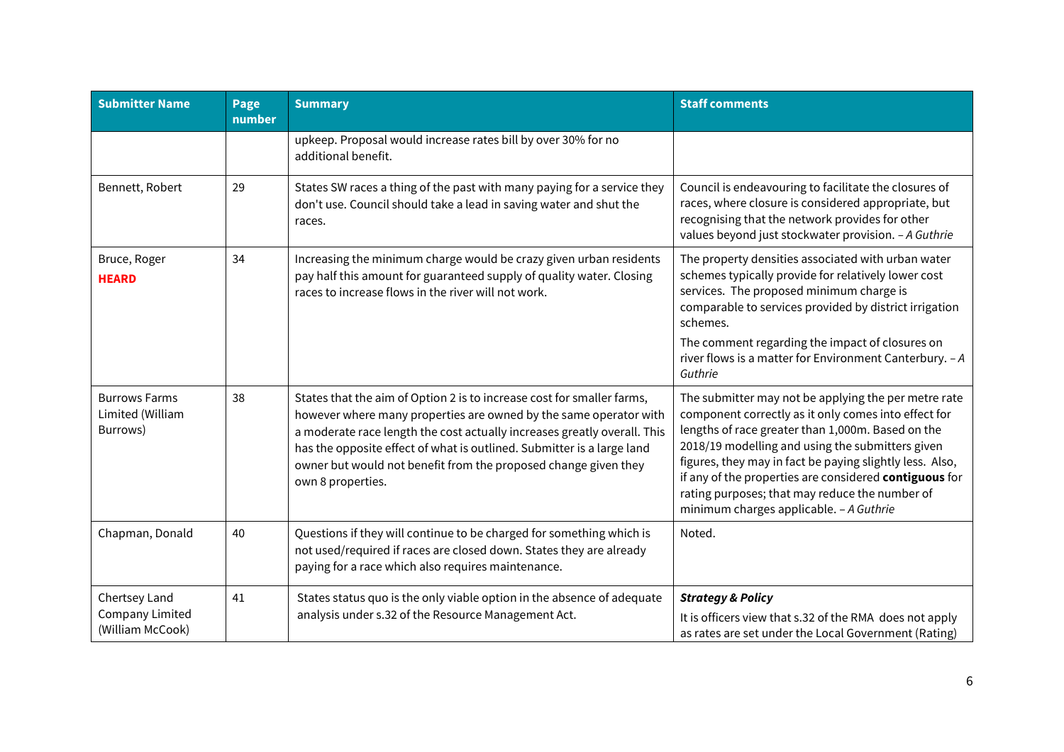| Submitter Name | Page number | Summary | Staff comments |
|---|---|---|---|
| | | upkeep. Proposal would increase rates bill by over 30% for no additional benefit. | |
| Bennett, Robert | 29 | States SW races a thing of the past with many paying for a service they don't use. Council should take a lead in saving water and shut the races. | Council is endeavouring to facilitate the closures of races, where closure is considered appropriate, but recognising that the network provides for other values beyond just stockwater provision. – *A Guthrie* |
| Bruce, Roger **HEARD** | 34 | Increasing the minimum charge would be crazy given urban residents pay half this amount for guaranteed supply of quality water. Closing races to increase flows in the river will not work. | The property densities associated with urban water schemes typically provide for relatively lower cost services. The proposed minimum charge is comparable to services provided by district irrigation schemes. The comment regarding the impact of closures on river flows is a matter for Environment Canterbury. – *A Guthrie* |
| Burrows Farms Limited (William Burrows) | 38 | States that the aim of Option 2 is to increase cost for smaller farms, however where many properties are owned by the same operator with a moderate race length the cost actually increases greatly overall. This has the opposite effect of what is outlined. Submitter is a large land owner but would not benefit from the proposed change given they own 8 properties. | The submitter may not be applying the per metre rate component correctly as it only comes into effect for lengths of race greater than 1,000m. Based on the 2018/19 modelling and using the submitters given figures, they may in fact be paying slightly less. Also, if any of the properties are considered **contiguous** for rating purposes; that may reduce the number of minimum charges applicable. – *A Guthrie* |
| Chapman, Donald | 40 | Questions if they will continue to be charged for something which is not used/required if races are closed down. States they are already paying for a race which also requires maintenance. | Noted. |
| Chertsey Land Company Limited (William McCook) | 41 | States status quo is the only viable option in the absence of adequate analysis under s.32 of the Resource Management Act. | ***Strategy & Policy*** It is officers view that s.32 of the RMA does not apply as rates are set under the Local Government (Rating) |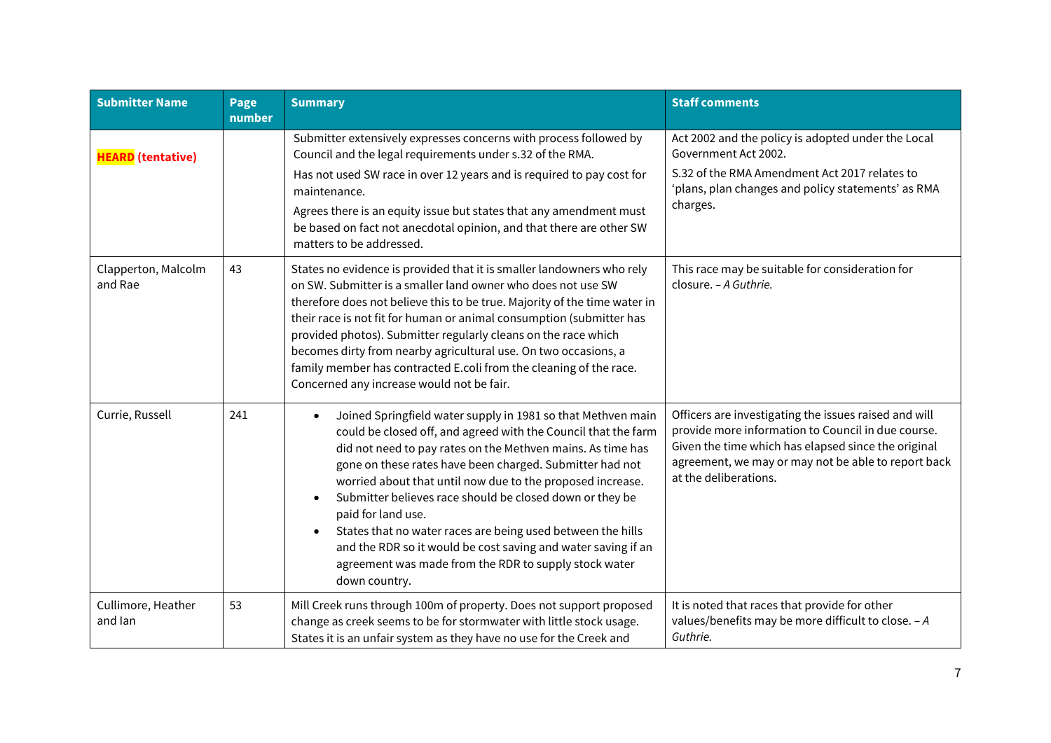| Submitter Name | Page number | Summary | Staff comments |
|---|---|---|---|
| **HEARD (tentative)** | | Submitter extensively expresses concerns with process followed by Council and the legal requirements under s.32 of the RMA.<br>Has not used SW race in over 12 years and is required to pay cost for maintenance.<br>Agrees there is an equity issue but states that any amendment must be based on fact not anecdotal opinion, and that there are other SW matters to be addressed. | Act 2002 and the policy is adopted under the Local Government Act 2002.<br>S.32 of the RMA Amendment Act 2017 relates to 'plans, plan changes and policy statements' as RMA charges. |
| Clapperton, Malcolm and Rae | 43 | States no evidence is provided that it is smaller landowners who rely on SW. Submitter is a smaller land owner who does not use SW therefore does not believe this to be true. Majority of the time water in their race is not fit for human or animal consumption (submitter has provided photos). Submitter regularly cleans on the race which becomes dirty from nearby agricultural use. On two occasions, a family member has contracted E.coli from the cleaning of the race. Concerned any increase would not be fair. | This race may be suitable for consideration for closure. *– A Guthrie.* |
| Currie, Russell | 241 | • Joined Springfield water supply in 1981 so that Methven main could be closed off, and agreed with the Council that the farm did not need to pay rates on the Methven mains. As time has gone on these rates have been charged. Submitter had not worried about that until now due to the proposed increase.<br>• Submitter believes race should be closed down or they be paid for land use.<br>• States that no water races are being used between the hills and the RDR so it would be cost saving and water saving if an agreement was made from the RDR to supply stock water down country. | Officers are investigating the issues raised and will provide more information to Council in due course. Given the time which has elapsed since the original agreement, we may or may not be able to report back at the deliberations. |
| Cullimore, Heather and Ian | 53 | Mill Creek runs through 100m of property. Does not support proposed change as creek seems to be for stormwater with little stock usage. States it is an unfair system as they have no use for the Creek and | It is noted that races that provide for other values/benefits may be more difficult to close. *– A Guthrie.* |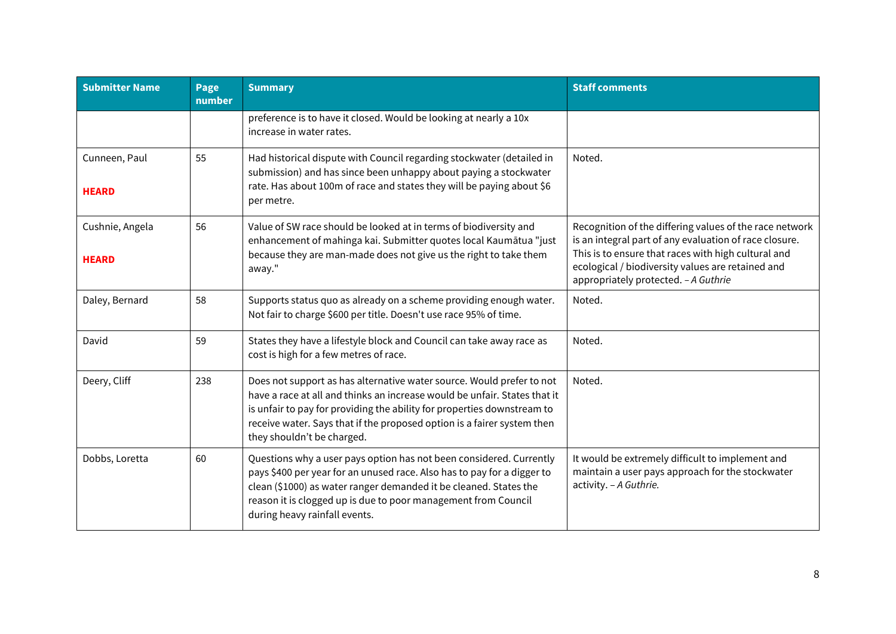| Submitter Name | Page number | Summary | Staff comments |
|---|---|---|---|
| | | preference is to have it closed. Would be looking at nearly a 10x increase in water rates. | |
| Cunneen, Paul<br><br>**HEARD** | 55 | Had historical dispute with Council regarding stockwater (detailed in submission) and has since been unhappy about paying a stockwater rate. Has about 100m of race and states they will be paying about $6 per metre. | Noted. |
| Cushnie, Angela<br><br>**HEARD** | 56 | Value of SW race should be looked at in terms of biodiversity and enhancement of mahinga kai. Submitter quotes local Kaumātua "just because they are man-made does not give us the right to take them away." | Recognition of the differing values of the race network is an integral part of any evaluation of race closure. This is to ensure that races with high cultural and ecological / biodiversity values are retained and appropriately protected. – *A Guthrie* |
| Daley, Bernard | 58 | Supports status quo as already on a scheme providing enough water. Not fair to charge $600 per title. Doesn't use race 95% of time. | Noted. |
| David | 59 | States they have a lifestyle block and Council can take away race as cost is high for a few metres of race. | Noted. |
| Deery, Cliff | 238 | Does not support as has alternative water source. Would prefer to not have a race at all and thinks an increase would be unfair. States that it is unfair to pay for providing the ability for properties downstream to receive water. Says that if the proposed option is a fairer system then they shouldn't be charged. | Noted. |
| Dobbs, Loretta | 60 | Questions why a user pays option has not been considered. Currently pays $400 per year for an unused race. Also has to pay for a digger to clean ($1000) as water ranger demanded it be cleaned. States the reason it is clogged up is due to poor management from Council during heavy rainfall events. | It would be extremely difficult to implement and maintain a user pays approach for the stockwater activity. – *A Guthrie.* |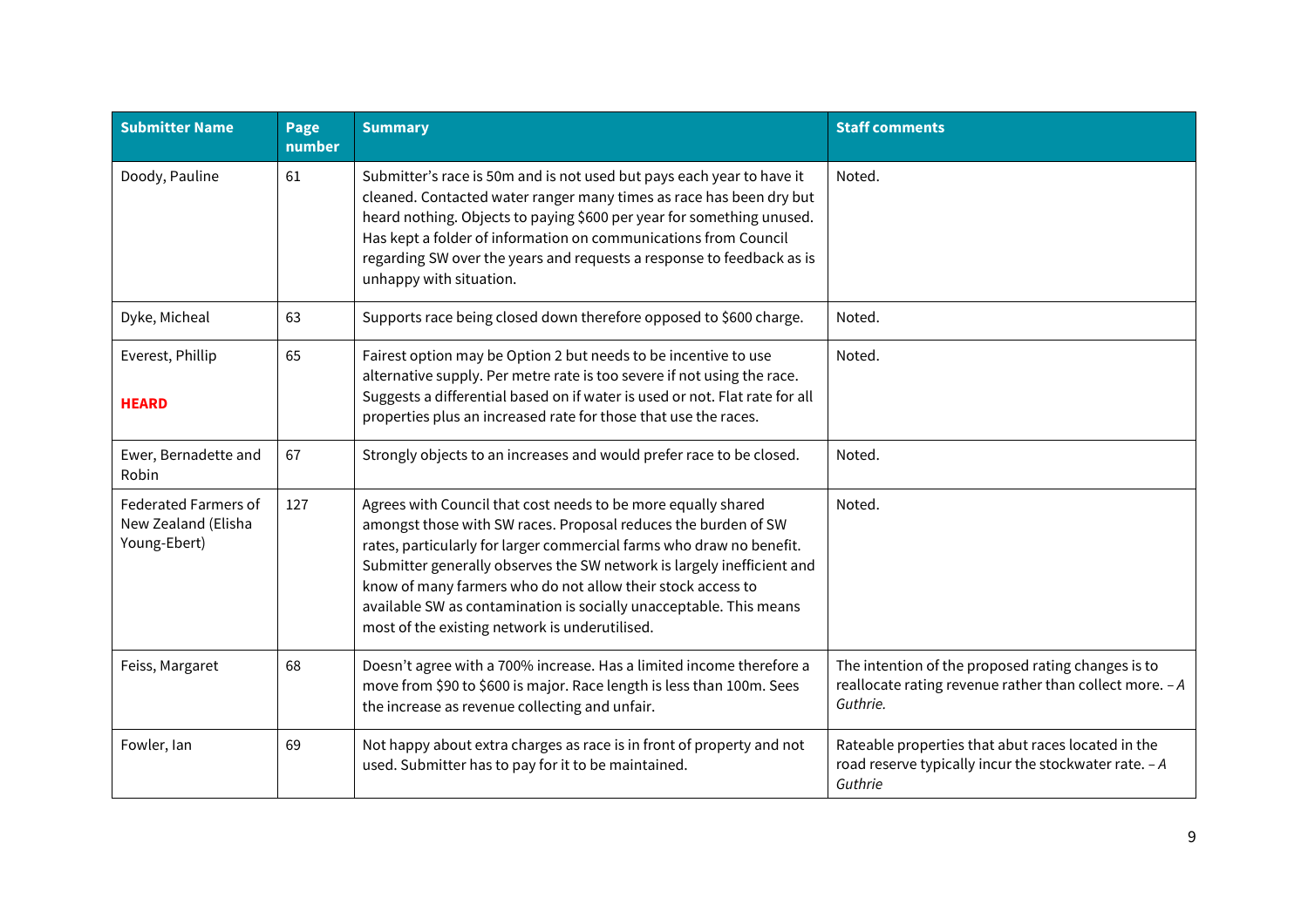| Submitter Name | Page number | Summary | Staff comments |
|---|---|---|---|
| Doody, Pauline | 61 | Submitter's race is 50m and is not used but pays each year to have it cleaned. Contacted water ranger many times as race has been dry but heard nothing. Objects to paying $600 per year for something unused. Has kept a folder of information on communications from Council regarding SW over the years and requests a response to feedback as is unhappy with situation. | Noted. |
| Dyke, Micheal | 63 | Supports race being closed down therefore opposed to $600 charge. | Noted. |
| Everest, Phillip<br><br>**HEARD** | 65 | Fairest option may be Option 2 but needs to be incentive to use alternative supply. Per metre rate is too severe if not using the race. Suggests a differential based on if water is used or not. Flat rate for all properties plus an increased rate for those that use the races. | Noted. |
| Ewer, Bernadette and Robin | 67 | Strongly objects to an increases and would prefer race to be closed. | Noted. |
| Federated Farmers of New Zealand (Elisha Young-Ebert) | 127 | Agrees with Council that cost needs to be more equally shared amongst those with SW races. Proposal reduces the burden of SW rates, particularly for larger commercial farms who draw no benefit. Submitter generally observes the SW network is largely inefficient and know of many farmers who do not allow their stock access to available SW as contamination is socially unacceptable. This means most of the existing network is underutilised. | Noted. |
| Feiss, Margaret | 68 | Doesn't agree with a 700% increase. Has a limited income therefore a move from $90 to $600 is major. Race length is less than 100m. Sees the increase as revenue collecting and unfair. | The intention of the proposed rating changes is to reallocate rating revenue rather than collect more. *– A Guthrie.* |
| Fowler, Ian | 69 | Not happy about extra charges as race is in front of property and not used. Submitter has to pay for it to be maintained. | Rateable properties that abut races located in the road reserve typically incur the stockwater rate. *– A Guthrie* |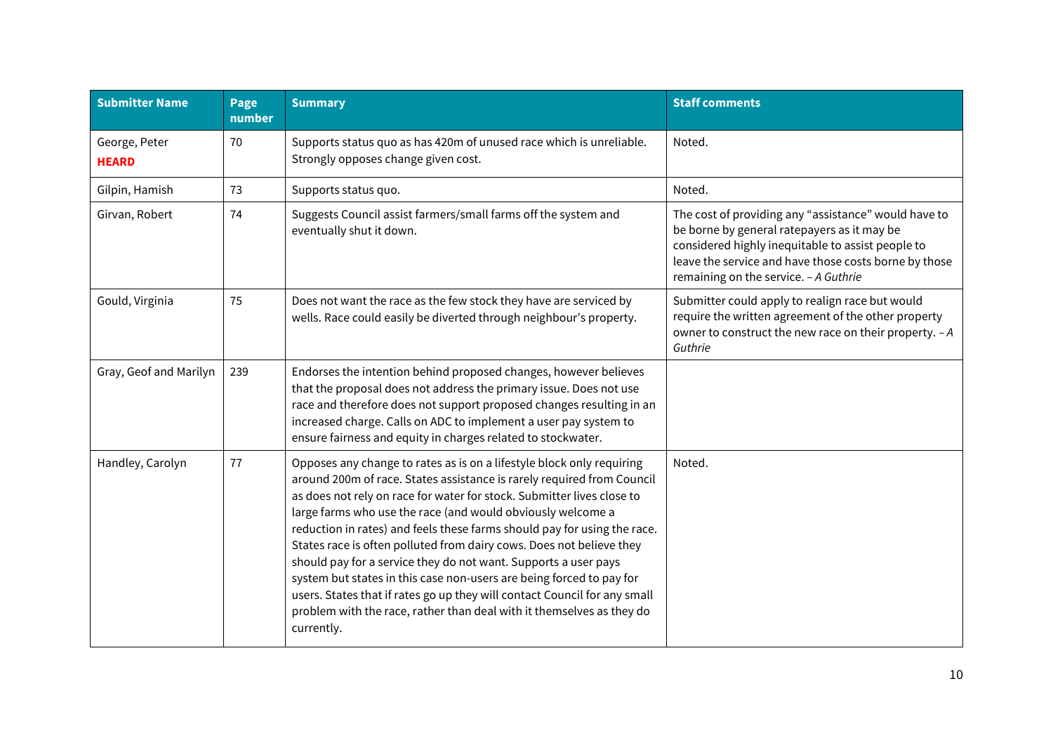| Submitter Name | Page number | Summary | Staff comments |
|---|---|---|---|
| George, Peter **HEARD** | 70 | Supports status quo as has 420m of unused race which is unreliable. Strongly opposes change given cost. | Noted. |
| Gilpin, Hamish | 73 | Supports status quo. | Noted. |
| Girvan, Robert | 74 | Suggests Council assist farmers/small farms off the system and eventually shut it down. | The cost of providing any “assistance” would have to be borne by general ratepayers as it may be considered highly inequitable to assist people to leave the service and have those costs borne by those remaining on the service. – *A Guthrie* |
| Gould, Virginia | 75 | Does not want the race as the few stock they have are serviced by wells. Race could easily be diverted through neighbour’s property. | Submitter could apply to realign race but would require the written agreement of the other property owner to construct the new race on their property. – *A Guthrie* |
| Gray, Geof and Marilyn | 239 | Endorses the intention behind proposed changes, however believes that the proposal does not address the primary issue. Does not use race and therefore does not support proposed changes resulting in an increased charge. Calls on ADC to implement a user pay system to ensure fairness and equity in charges related to stockwater. | |
| Handley, Carolyn | 77 | Opposes any change to rates as is on a lifestyle block only requiring around 200m of race. States assistance is rarely required from Council as does not rely on race for water for stock. Submitter lives close to large farms who use the race (and would obviously welcome a reduction in rates) and feels these farms should pay for using the race. States race is often polluted from dairy cows. Does not believe they should pay for a service they do not want. Supports a user pays system but states in this case non-users are being forced to pay for users. States that if rates go up they will contact Council for any small problem with the race, rather than deal with it themselves as they do currently. | Noted. |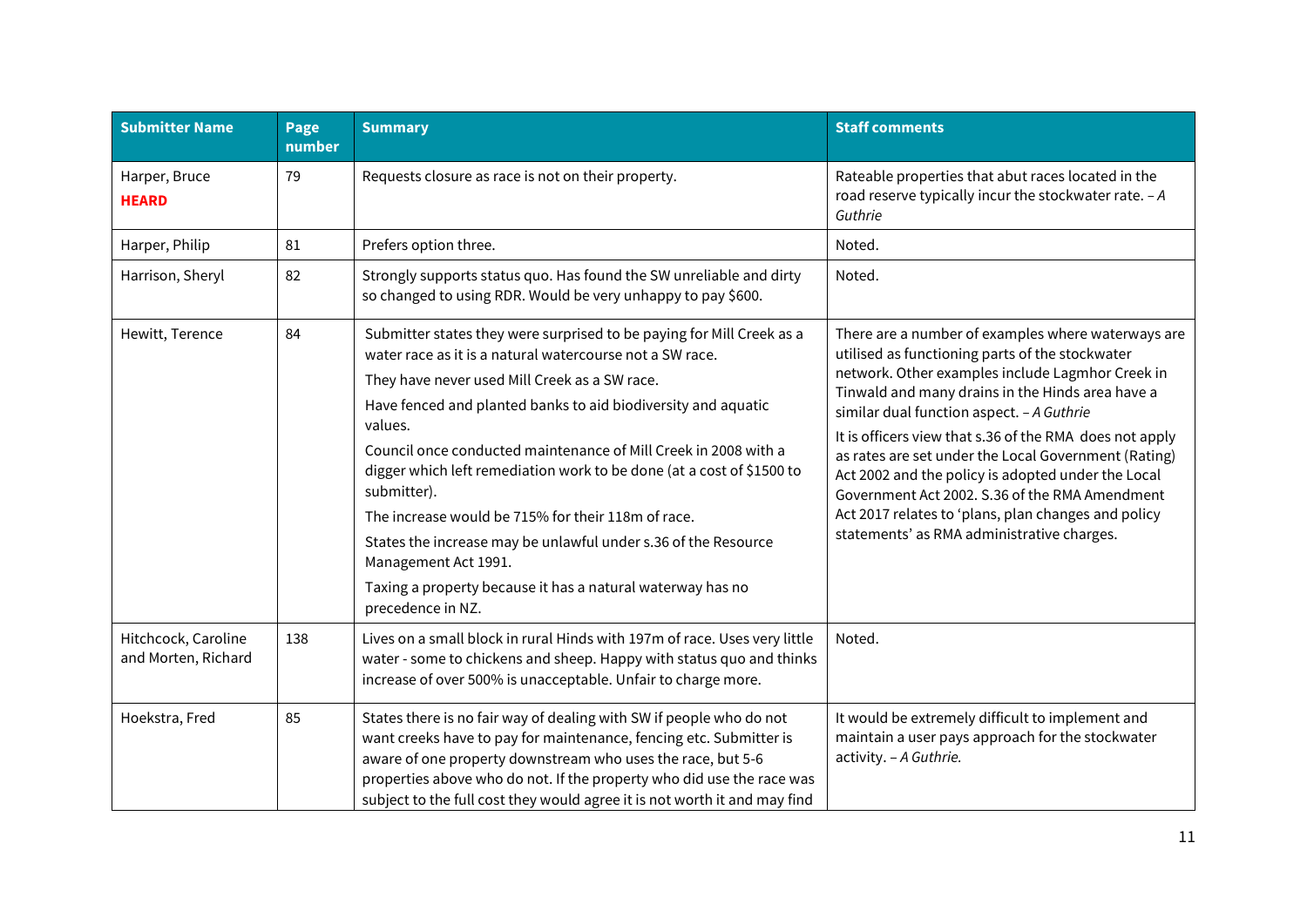| Submitter Name | Page number | Summary | Staff comments |
|---|---|---|---|
| Harper, Bruce **HEARD** | 79 | Requests closure as race is not on their property. | Rateable properties that abut races located in the road reserve typically incur the stockwater rate. – *A Guthrie* |
| Harper, Philip | 81 | Prefers option three. | Noted. |
| Harrison, Sheryl | 82 | Strongly supports status quo. Has found the SW unreliable and dirty so changed to using RDR. Would be very unhappy to pay $600. | Noted. |
| Hewitt, Terence | 84 | Submitter states they were surprised to be paying for Mill Creek as a water race as it is a natural watercourse not a SW race.<br>They have never used Mill Creek as a SW race.<br>Have fenced and planted banks to aid biodiversity and aquatic values.<br>Council once conducted maintenance of Mill Creek in 2008 with a digger which left remediation work to be done (at a cost of $1500 to submitter).<br>The increase would be 715% for their 118m of race.<br>States the increase may be unlawful under s.36 of the Resource Management Act 1991.<br>Taxing a property because it has a natural waterway has no precedence in NZ. | There are a number of examples where waterways are utilised as functioning parts of the stockwater network. Other examples include Lagmhor Creek in Tinwald and many drains in the Hinds area have a similar dual function aspect. – *A Guthrie*<br>It is officers view that s.36 of the RMA does not apply as rates are set under the Local Government (Rating) Act 2002 and the policy is adopted under the Local Government Act 2002. S.36 of the RMA Amendment Act 2017 relates to 'plans, plan changes and policy statements' as RMA administrative charges. |
| Hitchcock, Caroline and Morten, Richard | 138 | Lives on a small block in rural Hinds with 197m of race. Uses very little water - some to chickens and sheep. Happy with status quo and thinks increase of over 500% is unacceptable. Unfair to charge more. | Noted. |
| Hoekstra, Fred | 85 | States there is no fair way of dealing with SW if people who do not want creeks have to pay for maintenance, fencing etc. Submitter is aware of one property downstream who uses the race, but 5-6 properties above who do not. If the property who did use the race was subject to the full cost they would agree it is not worth it and may find | It would be extremely difficult to implement and maintain a user pays approach for the stockwater activity. – *A Guthrie.* |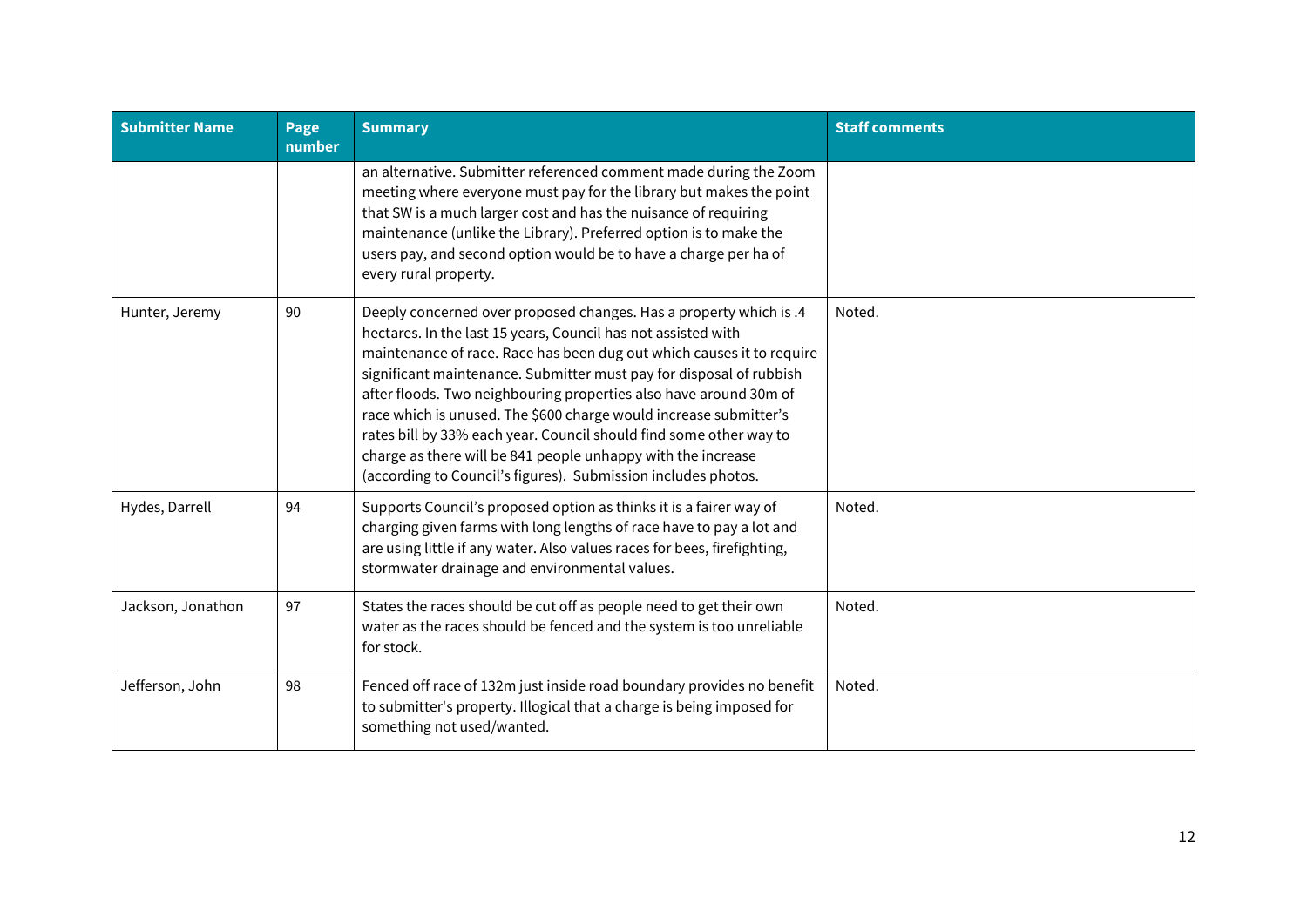| Submitter Name | Page number | Summary | Staff comments |
|---|---|---|---|
| | | an alternative. Submitter referenced comment made during the Zoom meeting where everyone must pay for the library but makes the point that SW is a much larger cost and has the nuisance of requiring maintenance (unlike the Library). Preferred option is to make the users pay, and second option would be to have a charge per ha of every rural property. | |
| Hunter, Jeremy | 90 | Deeply concerned over proposed changes. Has a property which is .4 hectares. In the last 15 years, Council has not assisted with maintenance of race. Race has been dug out which causes it to require significant maintenance. Submitter must pay for disposal of rubbish after floods. Two neighbouring properties also have around 30m of race which is unused. The $600 charge would increase submitter's rates bill by 33% each year. Council should find some other way to charge as there will be 841 people unhappy with the increase (according to Council's figures). Submission includes photos. | Noted. |
| Hydes, Darrell | 94 | Supports Council's proposed option as thinks it is a fairer way of charging given farms with long lengths of race have to pay a lot and are using little if any water. Also values races for bees, firefighting, stormwater drainage and environmental values. | Noted. |
| Jackson, Jonathon | 97 | States the races should be cut off as people need to get their own water as the races should be fenced and the system is too unreliable for stock. | Noted. |
| Jefferson, John | 98 | Fenced off race of 132m just inside road boundary provides no benefit to submitter's property. Illogical that a charge is being imposed for something not used/wanted. | Noted. |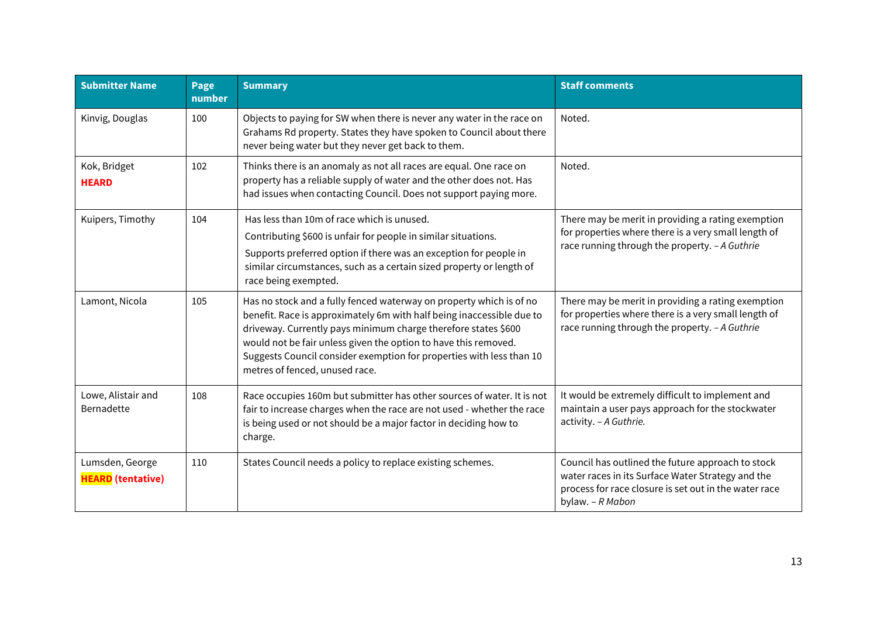| Submitter Name | Page number | Summary | Staff comments |
|---|---|---|---|
| Kinvig, Douglas | 100 | Objects to paying for SW when there is never any water in the race on Grahams Rd property. States they have spoken to Council about there never being water but they never get back to them. | Noted. |
| Kok, Bridget **HEARD** | 102 | Thinks there is an anomaly as not all races are equal. One race on property has a reliable supply of water and the other does not. Has had issues when contacting Council. Does not support paying more. | Noted. |
| Kuipers, Timothy | 104 | Has less than 10m of race which is unused. Contributing $600 is unfair for people in similar situations. Supports preferred option if there was an exception for people in similar circumstances, such as a certain sized property or length of race being exempted. | There may be merit in providing a rating exemption for properties where there is a very small length of race running through the property. *– A Guthrie* |
| Lamont, Nicola | 105 | Has no stock and a fully fenced waterway on property which is of no benefit. Race is approximately 6m with half being inaccessible due to driveway. Currently pays minimum charge therefore states $600 would not be fair unless given the option to have this removed. Suggests Council consider exemption for properties with less than 10 metres of fenced, unused race. | There may be merit in providing a rating exemption for properties where there is a very small length of race running through the property. *– A Guthrie* |
| Lowe, Alistair and Bernadette | 108 | Race occupies 160m but submitter has other sources of water. It is not fair to increase charges when the race are not used - whether the race is being used or not should be a major factor in deciding how to charge. | It would be extremely difficult to implement and maintain a user pays approach for the stockwater activity. *– A Guthrie.* |
| Lumsden, George **HEARD (tentative)** | 110 | States Council needs a policy to replace existing schemes. | Council has outlined the future approach to stock water races in its Surface Water Strategy and the process for race closure is set out in the water race bylaw. *– R Mabon* |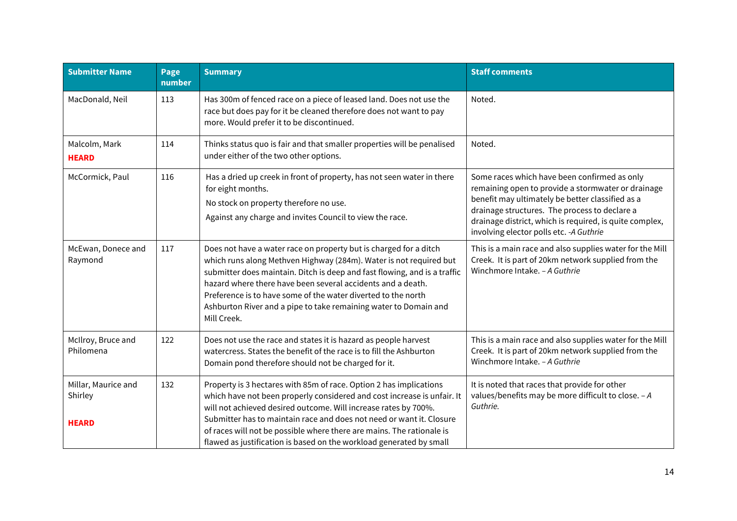| Submitter Name | Page number | Summary | Staff comments |
|---|---|---|---|
| MacDonald, Neil | 113 | Has 300m of fenced race on a piece of leased land. Does not use the race but does pay for it be cleaned therefore does not want to pay more. Would prefer it to be discontinued. | Noted. |
| Malcolm, Mark **HEARD** | 114 | Thinks status quo is fair and that smaller properties will be penalised under either of the two other options. | Noted. |
| McCormick, Paul | 116 | Has a dried up creek in front of property, has not seen water in there for eight months. No stock on property therefore no use. Against any charge and invites Council to view the race. | Some races which have been confirmed as only remaining open to provide a stormwater or drainage benefit may ultimately be better classified as a drainage structures. The process to declare a drainage district, which is required, is quite complex, involving elector polls etc. *-A Guthrie* |
| McEwan, Donece and Raymond | 117 | Does not have a water race on property but is charged for a ditch which runs along Methven Highway (284m). Water is not required but submitter does maintain. Ditch is deep and fast flowing, and is a traffic hazard where there have been several accidents and a death. Preference is to have some of the water diverted to the north Ashburton River and a pipe to take remaining water to Domain and Mill Creek. | This is a main race and also supplies water for the Mill Creek. It is part of 20km network supplied from the Winchmore Intake. *– A Guthrie* |
| McIlroy, Bruce and Philomena | 122 | Does not use the race and states it is hazard as people harvest watercress. States the benefit of the race is to fill the Ashburton Domain pond therefore should not be charged for it. | This is a main race and also supplies water for the Mill Creek. It is part of 20km network supplied from the Winchmore Intake. *– A Guthrie* |
| Millar, Maurice and Shirley **HEARD** | 132 | Property is 3 hectares with 85m of race. Option 2 has implications which have not been properly considered and cost increase is unfair. It will not achieved desired outcome. Will increase rates by 700%. Submitter has to maintain race and does not need or want it. Closure of races will not be possible where there are mains. The rationale is flawed as justification is based on the workload generated by small | It is noted that races that provide for other values/benefits may be more difficult to close. *– A Guthrie.* |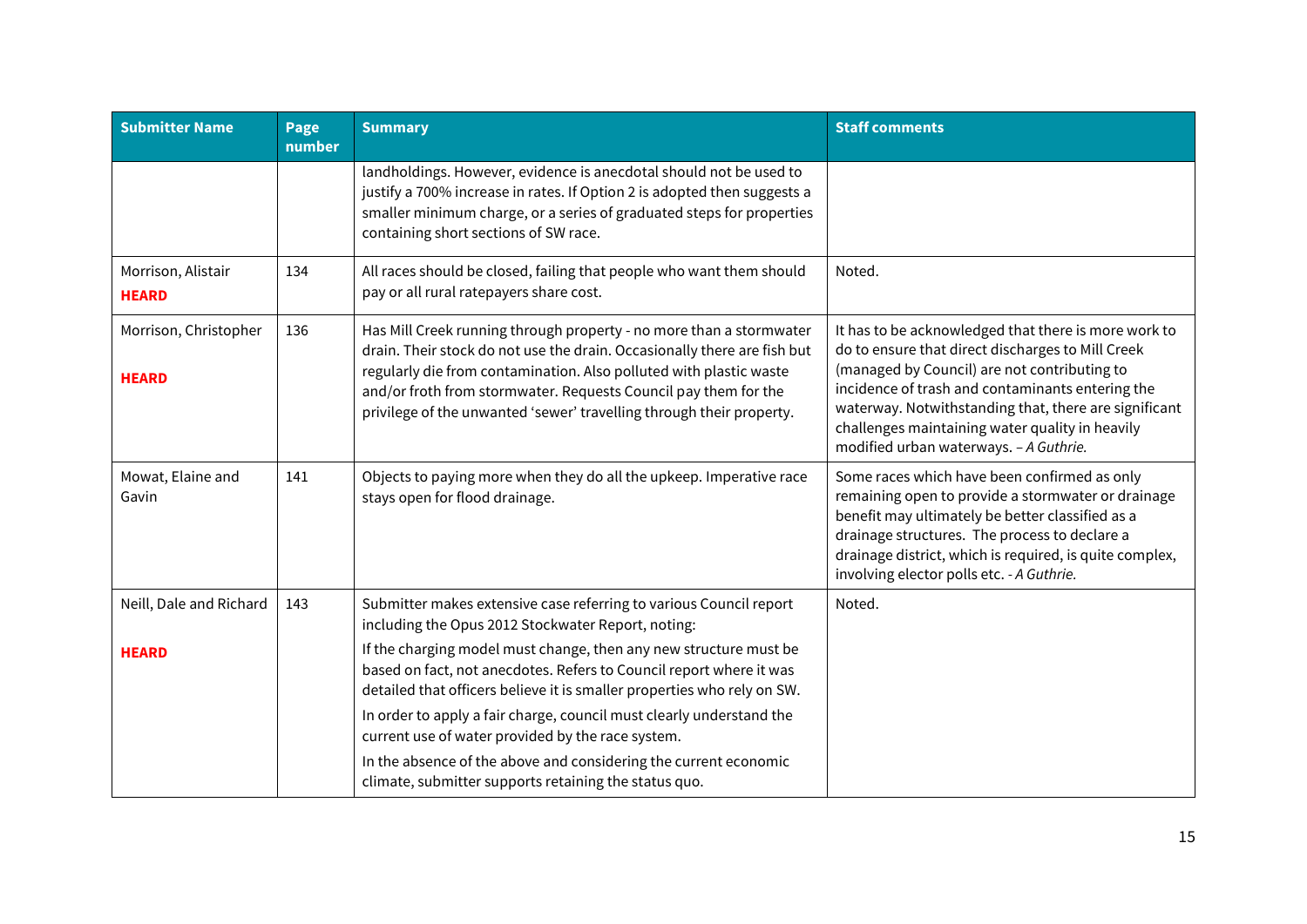| Submitter Name | Page number | Summary | Staff comments |
|---|---|---|---|
| | | landholdings. However, evidence is anecdotal should not be used to justify a 700% increase in rates. If Option 2 is adopted then suggests a smaller minimum charge, or a series of graduated steps for properties containing short sections of SW race. | |
| Morrison, Alistair **HEARD** | 134 | All races should be closed, failing that people who want them should pay or all rural ratepayers share cost. | Noted. |
| Morrison, Christopher **HEARD** | 136 | Has Mill Creek running through property - no more than a stormwater drain. Their stock do not use the drain. Occasionally there are fish but regularly die from contamination. Also polluted with plastic waste and/or froth from stormwater. Requests Council pay them for the privilege of the unwanted 'sewer' travelling through their property. | It has to be acknowledged that there is more work to do to ensure that direct discharges to Mill Creek (managed by Council) are not contributing to incidence of trash and contaminants entering the waterway. Notwithstanding that, there are significant challenges maintaining water quality in heavily modified urban waterways. – *A Guthrie.* |
| Mowat, Elaine and Gavin | 141 | Objects to paying more when they do all the upkeep. Imperative race stays open for flood drainage. | Some races which have been confirmed as only remaining open to provide a stormwater or drainage benefit may ultimately be better classified as a drainage structures. The process to declare a drainage district, which is required, is quite complex, involving elector polls etc. - *A Guthrie.* |
| Neill, Dale and Richard **HEARD** | 143 | Submitter makes extensive case referring to various Council report including the Opus 2012 Stockwater Report, noting: If the charging model must change, then any new structure must be based on fact, not anecdotes. Refers to Council report where it was detailed that officers believe it is smaller properties who rely on SW. In order to apply a fair charge, council must clearly understand the current use of water provided by the race system. In the absence of the above and considering the current economic climate, submitter supports retaining the status quo. | Noted. |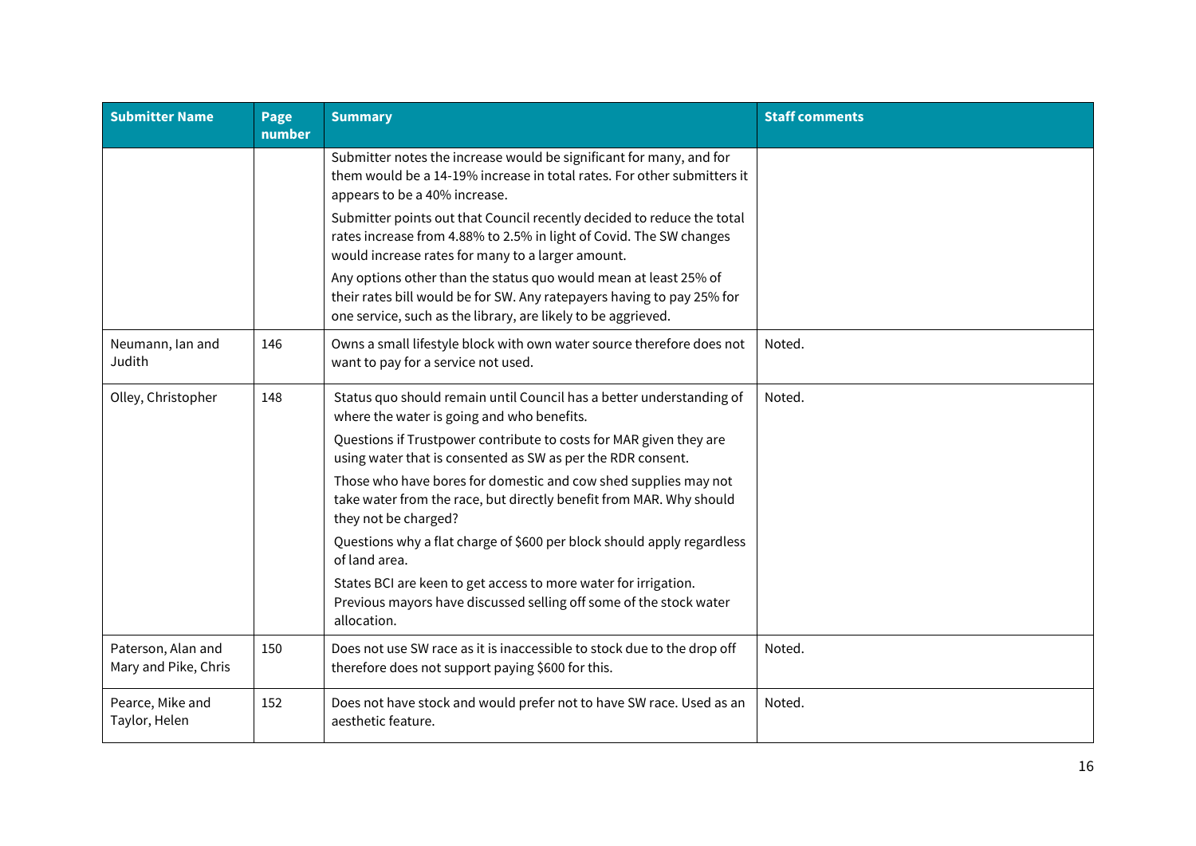| Submitter Name | Page number | Summary | Staff comments |
|---|---|---|---|
| | | Submitter notes the increase would be significant for many, and for them would be a 14-19% increase in total rates. For other submitters it appears to be a 40% increase.<br><br>Submitter points out that Council recently decided to reduce the total rates increase from 4.88% to 2.5% in light of Covid. The SW changes would increase rates for many to a larger amount.<br><br>Any options other than the status quo would mean at least 25% of their rates bill would be for SW. Any ratepayers having to pay 25% for one service, such as the library, are likely to be aggrieved. | |
| Neumann, Ian and Judith | 146 | Owns a small lifestyle block with own water source therefore does not want to pay for a service not used. | Noted. |
| Olley, Christopher | 148 | Status quo should remain until Council has a better understanding of where the water is going and who benefits.<br><br>Questions if Trustpower contribute to costs for MAR given they are using water that is consented as SW as per the RDR consent.<br><br>Those who have bores for domestic and cow shed supplies may not take water from the race, but directly benefit from MAR. Why should they not be charged?<br><br>Questions why a flat charge of $600 per block should apply regardless of land area.<br><br>States BCI are keen to get access to more water for irrigation. Previous mayors have discussed selling off some of the stock water allocation. | Noted. |
| Paterson, Alan and Mary and Pike, Chris | 150 | Does not use SW race as it is inaccessible to stock due to the drop off therefore does not support paying $600 for this. | Noted. |
| Pearce, Mike and Taylor, Helen | 152 | Does not have stock and would prefer not to have SW race. Used as an aesthetic feature. | Noted. |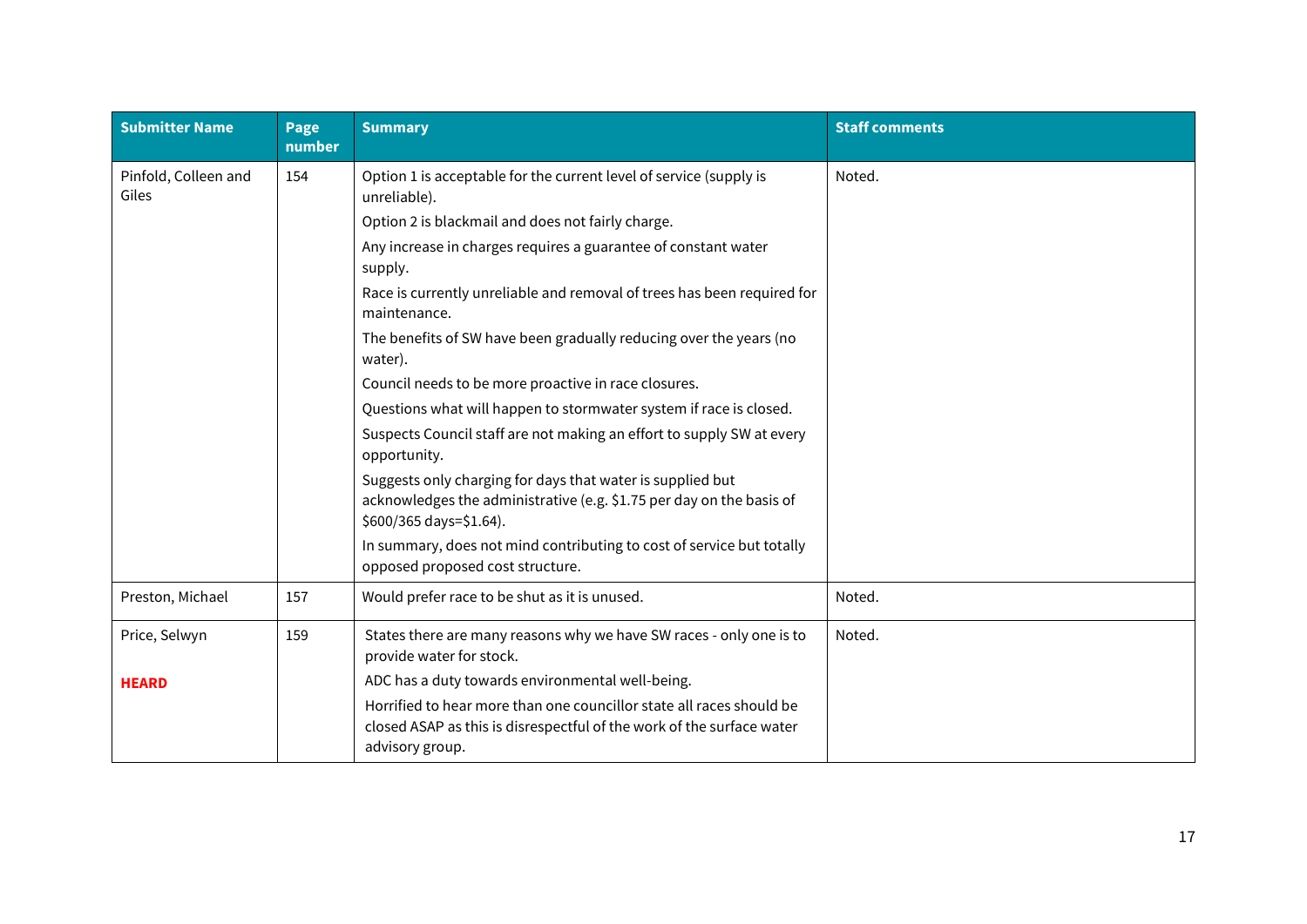| Submitter Name | Page number | Summary | Staff comments |
|---|---|---|---|
| Pinfold, Colleen and Giles | 154 | Option 1 is acceptable for the current level of service (supply is unreliable).<br>Option 2 is blackmail and does not fairly charge.<br>Any increase in charges requires a guarantee of constant water supply.<br>Race is currently unreliable and removal of trees has been required for maintenance.<br>The benefits of SW have been gradually reducing over the years (no water).<br>Council needs to be more proactive in race closures.<br>Questions what will happen to stormwater system if race is closed.<br>Suspects Council staff are not making an effort to supply SW at every opportunity.<br>Suggests only charging for days that water is supplied but acknowledges the administrative (e.g. $1.75 per day on the basis of $600/365 days=$1.64).<br>In summary, does not mind contributing to cost of service but totally opposed proposed cost structure. | Noted. |
| Preston, Michael | 157 | Would prefer race to be shut as it is unused. | Noted. |
| Price, Selwyn<br><br>**HEARD** | 159 | States there are many reasons why we have SW races - only one is to provide water for stock.<br>ADC has a duty towards environmental well-being.<br>Horrified to hear more than one councillor state all races should be closed ASAP as this is disrespectful of the work of the surface water advisory group. | Noted. |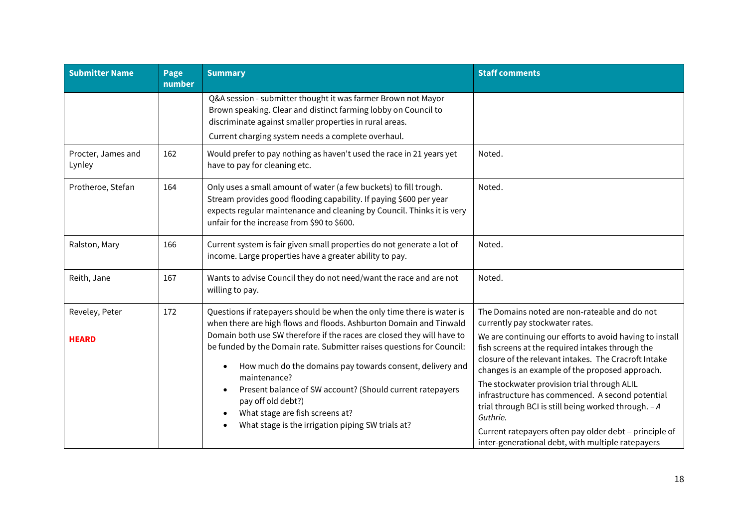| Submitter Name | Page number | Summary | Staff comments |
|---|---|---|---|
| | | Q&A session - submitter thought it was farmer Brown not Mayor Brown speaking. Clear and distinct farming lobby on Council to discriminate against smaller properties in rural areas.<br>Current charging system needs a complete overhaul. | |
| Procter, James and Lynley | 162 | Would prefer to pay nothing as haven't used the race in 21 years yet have to pay for cleaning etc. | Noted. |
| Protheroe, Stefan | 164 | Only uses a small amount of water (a few buckets) to fill trough. Stream provides good flooding capability. If paying $600 per year expects regular maintenance and cleaning by Council. Thinks it is very unfair for the increase from $90 to $600. | Noted. |
| Ralston, Mary | 166 | Current system is fair given small properties do not generate a lot of income. Large properties have a greater ability to pay. | Noted. |
| Reith, Jane | 167 | Wants to advise Council they do not need/want the race and are not willing to pay. | Noted. |
| Reveley, Peter<br><br>**HEARD** | 172 | Questions if ratepayers should be when the only time there is water is when there are high flows and floods. Ashburton Domain and Tinwald Domain both use SW therefore if the races are closed they will have to be funded by the Domain rate. Submitter raises questions for Council:<br>• How much do the domains pay towards consent, delivery and maintenance?<br>• Present balance of SW account? (Should current ratepayers pay off old debt?)<br>• What stage are fish screens at?<br>• What stage is the irrigation piping SW trials at? | The Domains noted are non-rateable and do not currently pay stockwater rates.<br>We are continuing our efforts to avoid having to install fish screens at the required intakes through the closure of the relevant intakes. The Cracroft Intake changes is an example of the proposed approach.<br>The stockwater provision trial through ALIL infrastructure has commenced. A second potential trial through BCI is still being worked through. – *A Guthrie.*<br>Current ratepayers often pay older debt – principle of inter-generational debt, with multiple ratepayers |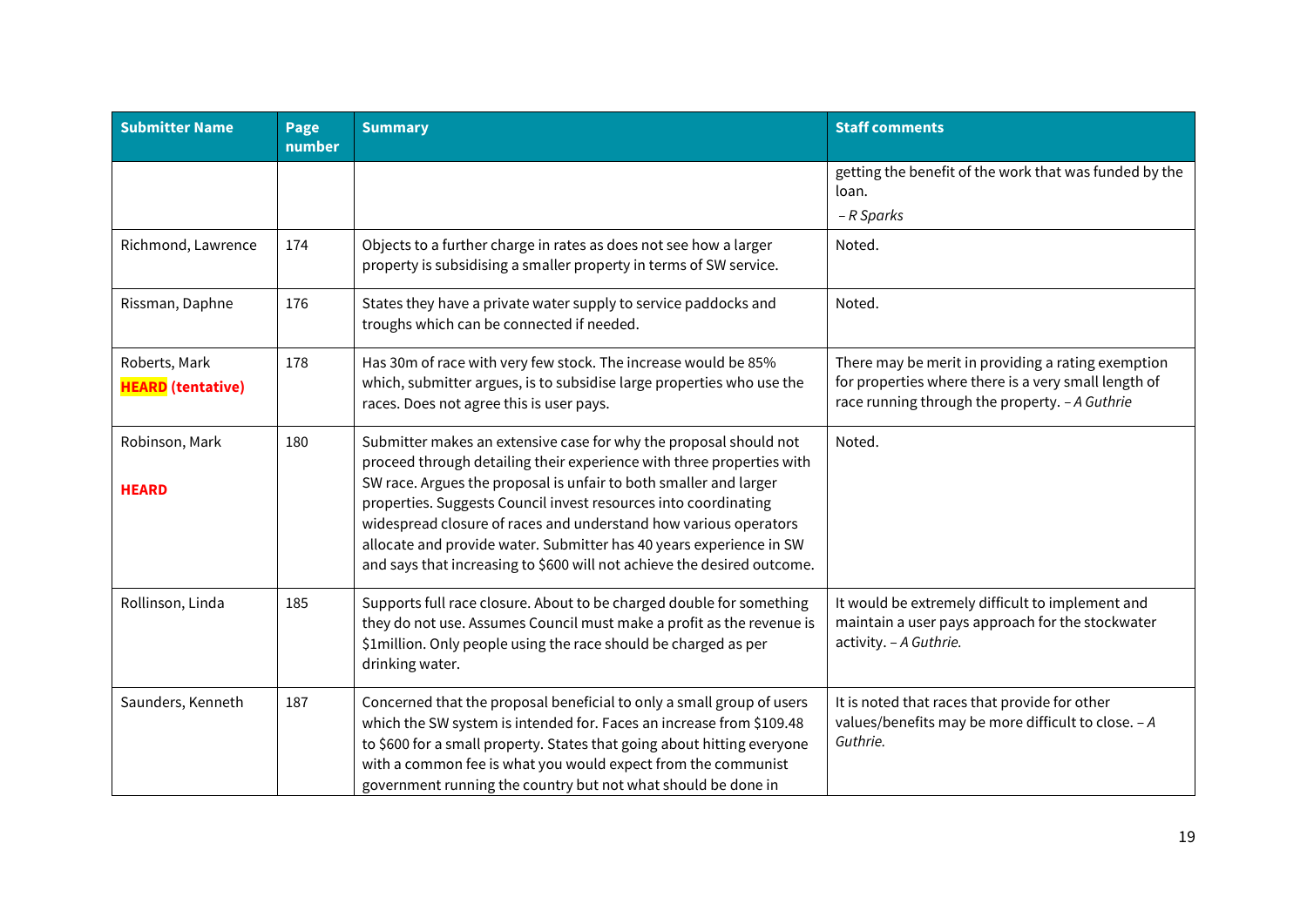| Submitter Name | Page number | Summary | Staff comments |
|---|---|---|---|
| | | | getting the benefit of the work that was funded by the loan. *– R Sparks* |
| Richmond, Lawrence | 174 | Objects to a further charge in rates as does not see how a larger property is subsidising a smaller property in terms of SW service. | Noted. |
| Rissman, Daphne | 176 | States they have a private water supply to service paddocks and troughs which can be connected if needed. | Noted. |
| Roberts, Mark **HEARD (tentative)** | 178 | Has 30m of race with very few stock. The increase would be 85% which, submitter argues, is to subsidise large properties who use the races. Does not agree this is user pays. | There may be merit in providing a rating exemption for properties where there is a very small length of race running through the property. *– A Guthrie* |
| Robinson, Mark **HEARD** | 180 | Submitter makes an extensive case for why the proposal should not proceed through detailing their experience with three properties with SW race. Argues the proposal is unfair to both smaller and larger properties. Suggests Council invest resources into coordinating widespread closure of races and understand how various operators allocate and provide water. Submitter has 40 years experience in SW and says that increasing to $600 will not achieve the desired outcome. | Noted. |
| Rollinson, Linda | 185 | Supports full race closure. About to be charged double for something they do not use. Assumes Council must make a profit as the revenue is $1million. Only people using the race should be charged as per drinking water. | It would be extremely difficult to implement and maintain a user pays approach for the stockwater activity. *– A Guthrie.* |
| Saunders, Kenneth | 187 | Concerned that the proposal beneficial to only a small group of users which the SW system is intended for. Faces an increase from $109.48 to $600 for a small property. States that going about hitting everyone with a common fee is what you would expect from the communist government running the country but not what should be done in | It is noted that races that provide for other values/benefits may be more difficult to close. *– A Guthrie.* |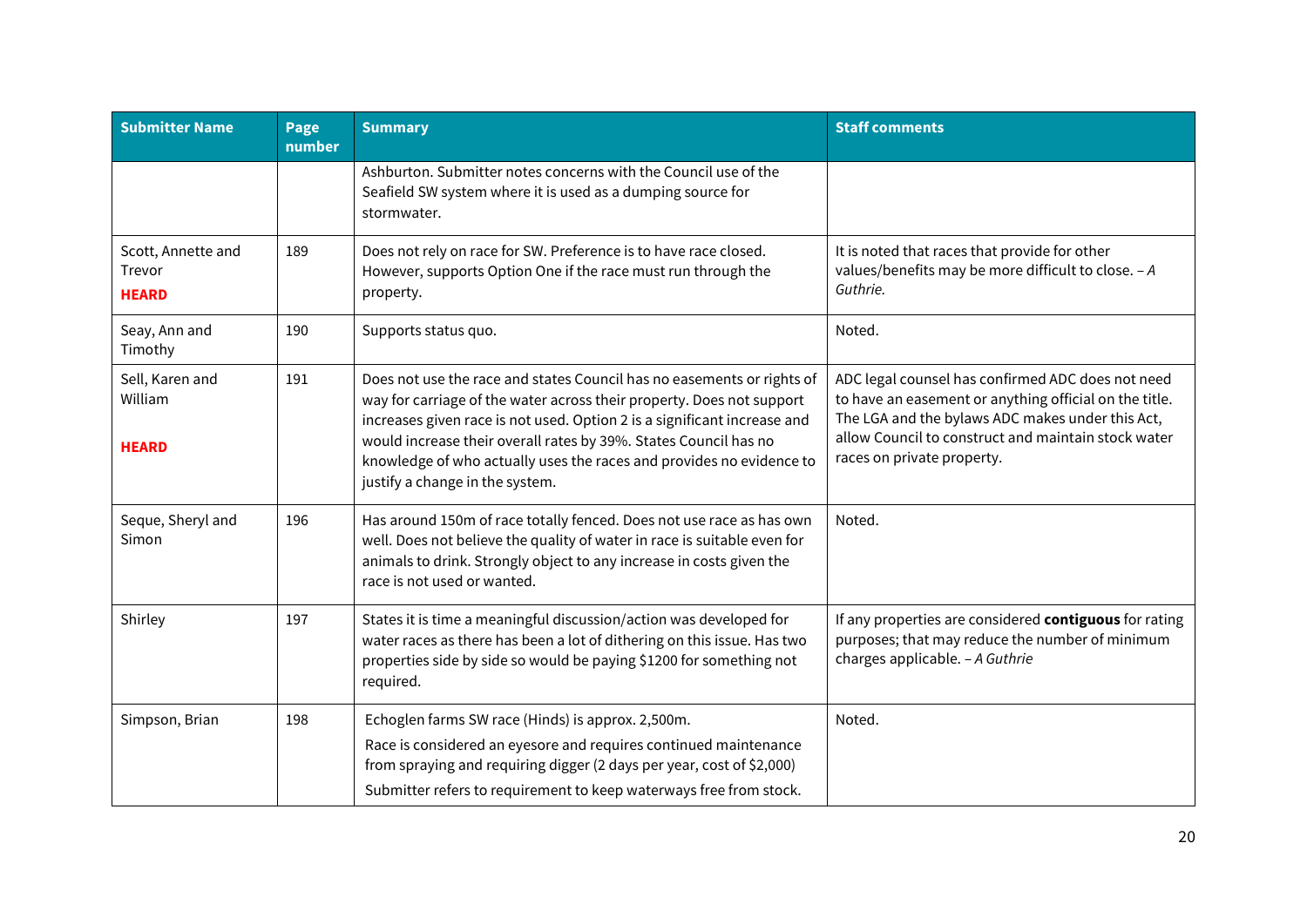| Submitter Name | Page number | Summary | Staff comments |
|---|---|---|---|
| | | Ashburton. Submitter notes concerns with the Council use of the Seafield SW system where it is used as a dumping source for stormwater. | |
| Scott, Annette and Trevor **HEARD** | 189 | Does not rely on race for SW. Preference is to have race closed. However, supports Option One if the race must run through the property. | It is noted that races that provide for other values/benefits may be more difficult to close. *– A Guthrie.* |
| Seay, Ann and Timothy | 190 | Supports status quo. | Noted. |
| Sell, Karen and William **HEARD** | 191 | Does not use the race and states Council has no easements or rights of way for carriage of the water across their property. Does not support increases given race is not used. Option 2 is a significant increase and would increase their overall rates by 39%. States Council has no knowledge of who actually uses the races and provides no evidence to justify a change in the system. | ADC legal counsel has confirmed ADC does not need to have an easement or anything official on the title. The LGA and the bylaws ADC makes under this Act, allow Council to construct and maintain stock water races on private property. |
| Seque, Sheryl and Simon | 196 | Has around 150m of race totally fenced. Does not use race as has own well. Does not believe the quality of water in race is suitable even for animals to drink. Strongly object to any increase in costs given the race is not used or wanted. | Noted. |
| Shirley | 197 | States it is time a meaningful discussion/action was developed for water races as there has been a lot of dithering on this issue. Has two properties side by side so would be paying $1200 for something not required. | If any properties are considered **contiguous** for rating purposes; that may reduce the number of minimum charges applicable. *– A Guthrie* |
| Simpson, Brian | 198 | Echoglen farms SW race (Hinds) is approx. 2,500m. Race is considered an eyesore and requires continued maintenance from spraying and requiring digger (2 days per year, cost of $2,000) Submitter refers to requirement to keep waterways free from stock. | Noted. |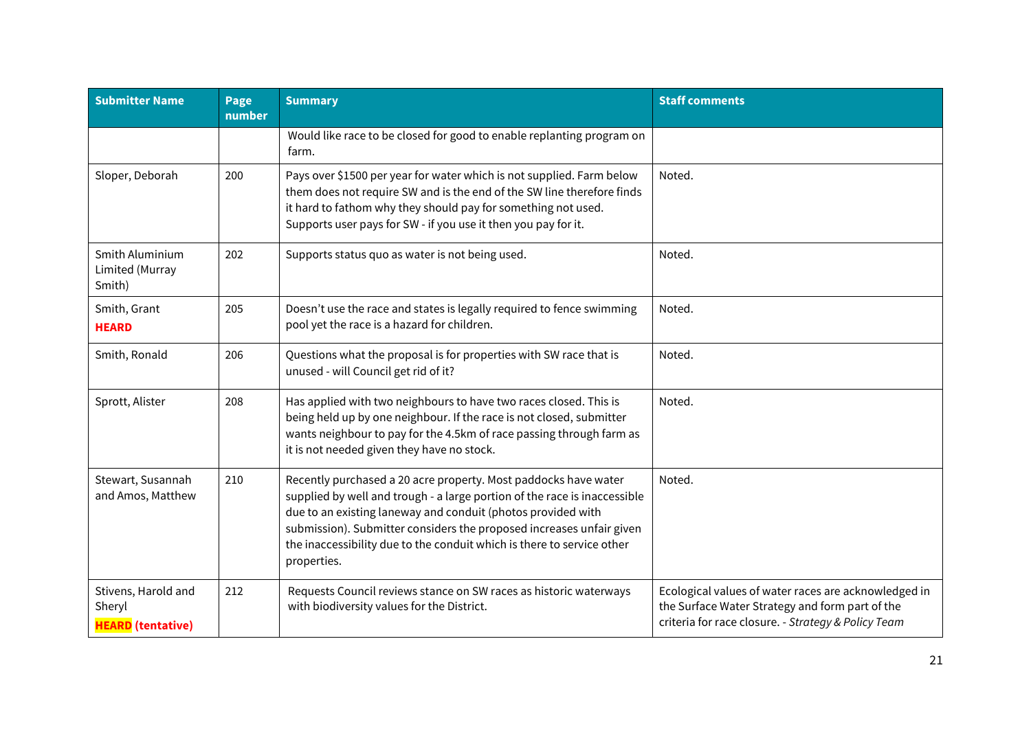| Submitter Name | Page number | Summary | Staff comments |
|---|---|---|---|
| | | Would like race to be closed for good to enable replanting program on farm. | |
| Sloper, Deborah | 200 | Pays over $1500 per year for water which is not supplied. Farm below them does not require SW and is the end of the SW line therefore finds it hard to fathom why they should pay for something not used. Supports user pays for SW - if you use it then you pay for it. | Noted. |
| Smith Aluminium Limited (Murray Smith) | 202 | Supports status quo as water is not being used. | Noted. |
| Smith, Grant **HEARD** | 205 | Doesn't use the race and states is legally required to fence swimming pool yet the race is a hazard for children. | Noted. |
| Smith, Ronald | 206 | Questions what the proposal is for properties with SW race that is unused - will Council get rid of it? | Noted. |
| Sprott, Alister | 208 | Has applied with two neighbours to have two races closed. This is being held up by one neighbour. If the race is not closed, submitter wants neighbour to pay for the 4.5km of race passing through farm as it is not needed given they have no stock. | Noted. |
| Stewart, Susannah and Amos, Matthew | 210 | Recently purchased a 20 acre property. Most paddocks have water supplied by well and trough - a large portion of the race is inaccessible due to an existing laneway and conduit (photos provided with submission). Submitter considers the proposed increases unfair given the inaccessibility due to the conduit which is there to service other properties. | Noted. |
| Stivens, Harold and Sheryl **HEARD (tentative)** | 212 | Requests Council reviews stance on SW races as historic waterways with biodiversity values for the District. | Ecological values of water races are acknowledged in the Surface Water Strategy and form part of the criteria for race closure. - *Strategy & Policy Team* |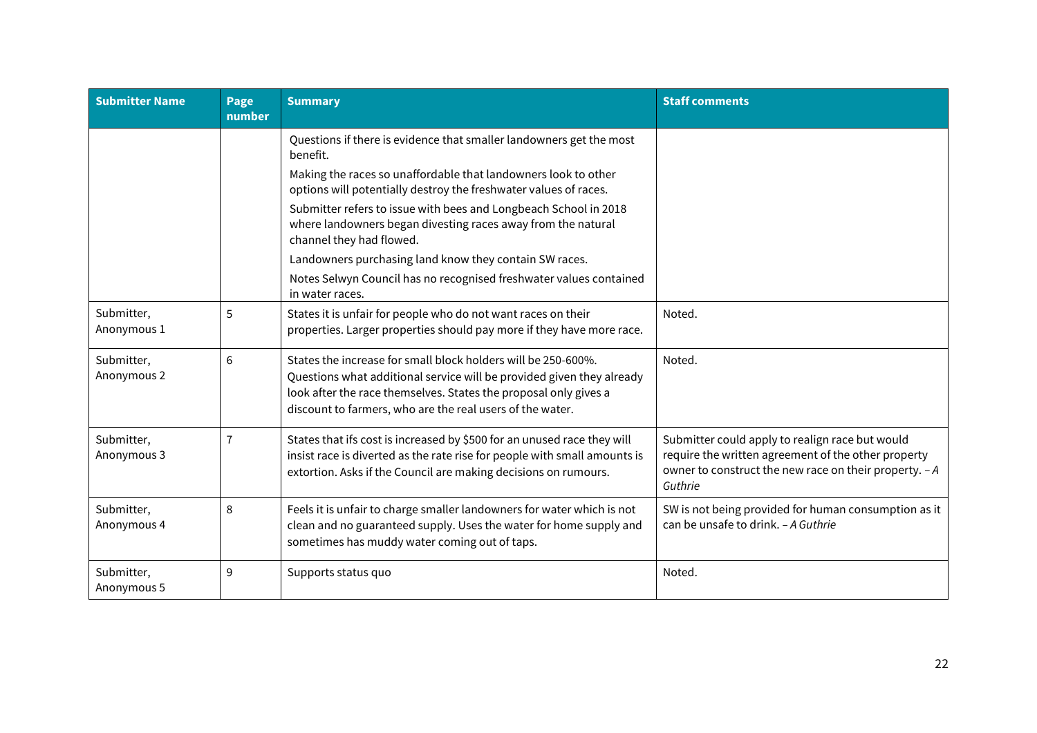| Submitter Name | Page number | Summary | Staff comments |
|---|---|---|---|
| | | Questions if there is evidence that smaller landowners get the most benefit.<br>Making the races so unaffordable that landowners look to other options will potentially destroy the freshwater values of races.<br>Submitter refers to issue with bees and Longbeach School in 2018 where landowners began divesting races away from the natural channel they had flowed.<br>Landowners purchasing land know they contain SW races.<br>Notes Selwyn Council has no recognised freshwater values contained in water races. | |
| Submitter, Anonymous 1 | 5 | States it is unfair for people who do not want races on their properties. Larger properties should pay more if they have more race. | Noted. |
| Submitter, Anonymous 2 | 6 | States the increase for small block holders will be 250-600%. Questions what additional service will be provided given they already look after the race themselves. States the proposal only gives a discount to farmers, who are the real users of the water. | Noted. |
| Submitter, Anonymous 3 | 7 | States that ifs cost is increased by $500 for an unused race they will insist race is diverted as the rate rise for people with small amounts is extortion. Asks if the Council are making decisions on rumours. | Submitter could apply to realign race but would require the written agreement of the other property owner to construct the new race on their property. – *A Guthrie* |
| Submitter, Anonymous 4 | 8 | Feels it is unfair to charge smaller landowners for water which is not clean and no guaranteed supply. Uses the water for home supply and sometimes has muddy water coming out of taps. | SW is not being provided for human consumption as it can be unsafe to drink. – *A Guthrie* |
| Submitter, Anonymous 5 | 9 | Supports status quo | Noted. |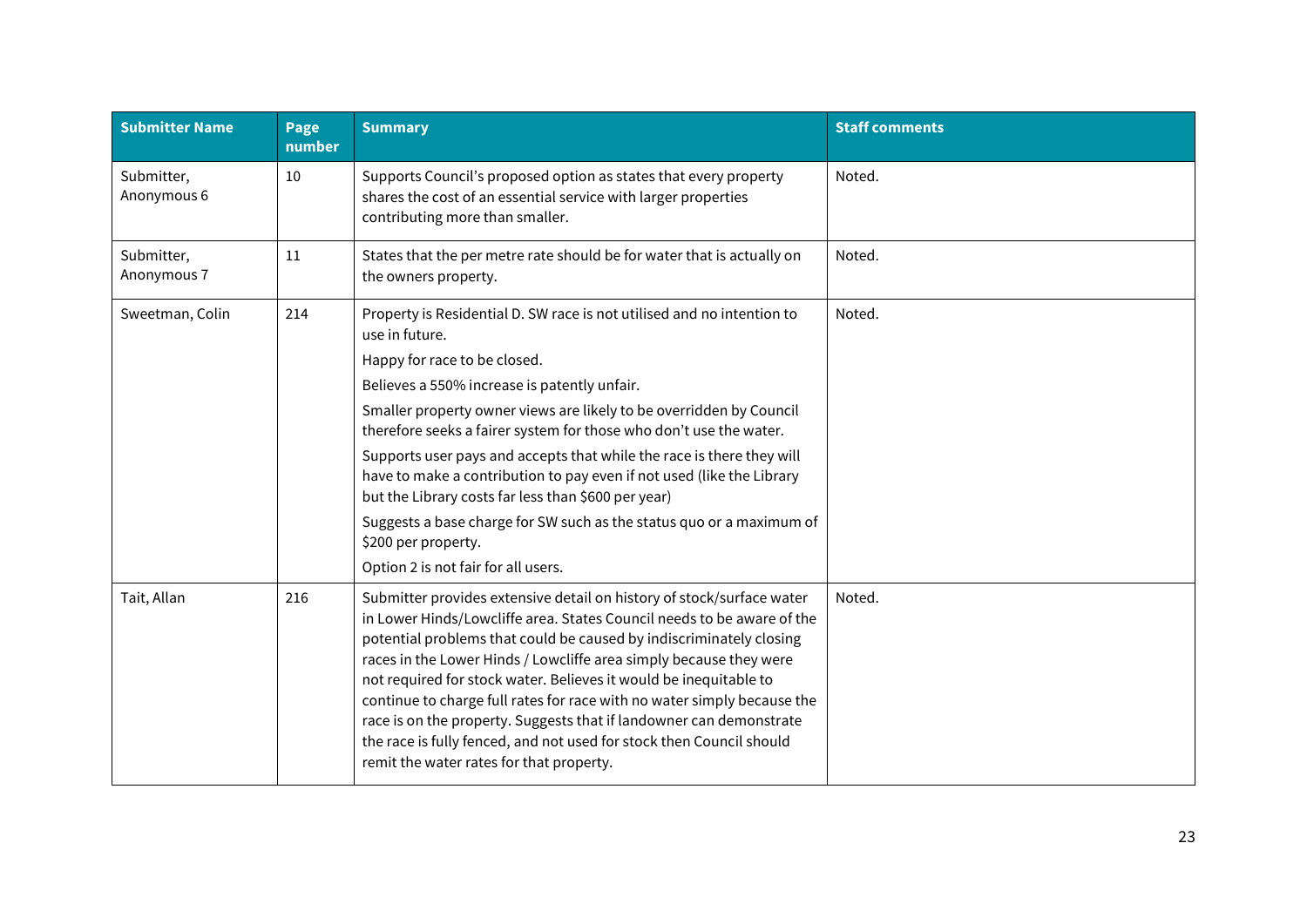| Submitter Name | Page number | Summary | Staff comments |
|---|---|---|---|
| Submitter, Anonymous 6 | 10 | Supports Council's proposed option as states that every property shares the cost of an essential service with larger properties contributing more than smaller. | Noted. |
| Submitter, Anonymous 7 | 11 | States that the per metre rate should be for water that is actually on the owners property. | Noted. |
| Sweetman, Colin | 214 | Property is Residential D. SW race is not utilised and no intention to use in future.<br>Happy for race to be closed.<br>Believes a 550% increase is patently unfair.<br>Smaller property owner views are likely to be overridden by Council therefore seeks a fairer system for those who don't use the water.<br>Supports user pays and accepts that while the race is there they will have to make a contribution to pay even if not used (like the Library but the Library costs far less than $600 per year)<br>Suggests a base charge for SW such as the status quo or a maximum of $200 per property.<br>Option 2 is not fair for all users. | Noted. |
| Tait, Allan | 216 | Submitter provides extensive detail on history of stock/surface water in Lower Hinds/Lowcliffe area. States Council needs to be aware of the potential problems that could be caused by indiscriminately closing races in the Lower Hinds / Lowcliffe area simply because they were not required for stock water. Believes it would be inequitable to continue to charge full rates for race with no water simply because the race is on the property. Suggests that if landowner can demonstrate the race is fully fenced, and not used for stock then Council should remit the water rates for that property. | Noted. |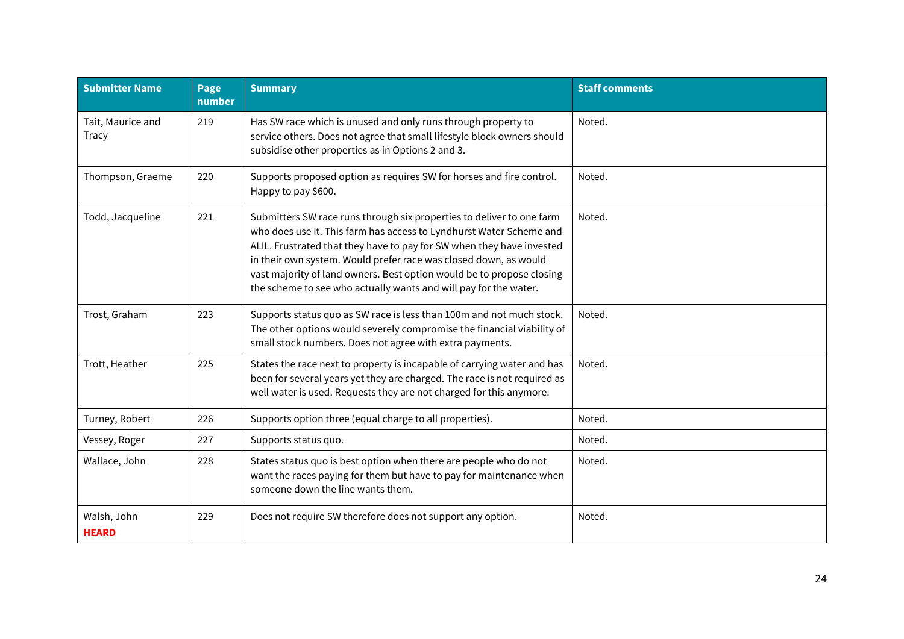| Submitter Name | Page number | Summary | Staff comments |
|---|---|---|---|
| Tait, Maurice and Tracy | 219 | Has SW race which is unused and only runs through property to service others. Does not agree that small lifestyle block owners should subsidise other properties as in Options 2 and 3. | Noted. |
| Thompson, Graeme | 220 | Supports proposed option as requires SW for horses and fire control. Happy to pay $600. | Noted. |
| Todd, Jacqueline | 221 | Submitters SW race runs through six properties to deliver to one farm who does use it. This farm has access to Lyndhurst Water Scheme and ALIL. Frustrated that they have to pay for SW when they have invested in their own system. Would prefer race was closed down, as would vast majority of land owners. Best option would be to propose closing the scheme to see who actually wants and will pay for the water. | Noted. |
| Trost, Graham | 223 | Supports status quo as SW race is less than 100m and not much stock. The other options would severely compromise the financial viability of small stock numbers. Does not agree with extra payments. | Noted. |
| Trott, Heather | 225 | States the race next to property is incapable of carrying water and has been for several years yet they are charged. The race is not required as well water is used. Requests they are not charged for this anymore. | Noted. |
| Turney, Robert | 226 | Supports option three (equal charge to all properties). | Noted. |
| Vessey, Roger | 227 | Supports status quo. | Noted. |
| Wallace, John | 228 | States status quo is best option when there are people who do not want the races paying for them but have to pay for maintenance when someone down the line wants them. | Noted. |
| Walsh, John **HEARD** | 229 | Does not require SW therefore does not support any option. | Noted. |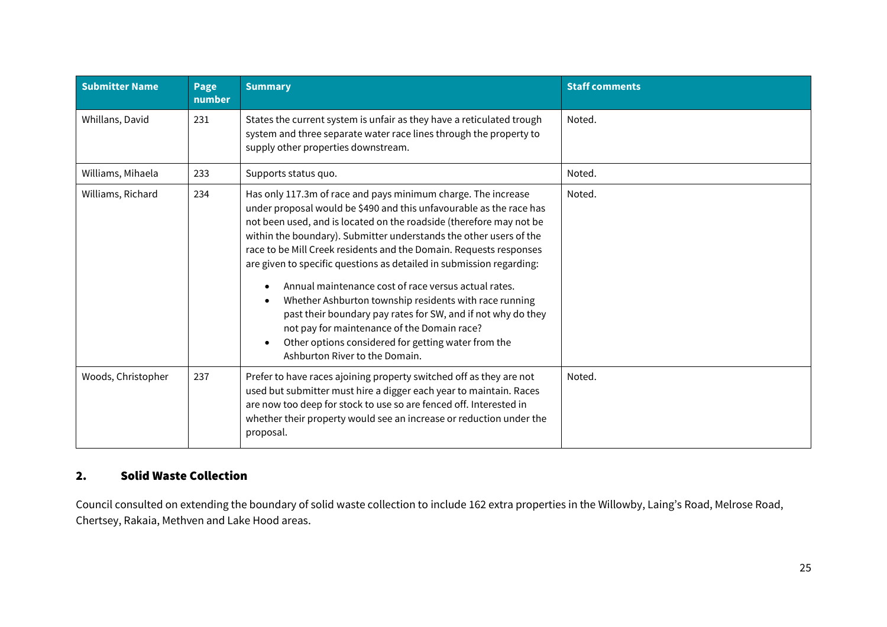| Submitter Name | Page number | Summary | Staff comments |
|---|---|---|---|
| Whillans, David | 231 | States the current system is unfair as they have a reticulated trough system and three separate water race lines through the property to supply other properties downstream. | Noted. |
| Williams, Mihaela | 233 | Supports status quo. | Noted. |
| Williams, Richard | 234 | Has only 117.3m of race and pays minimum charge. The increase under proposal would be $490 and this unfavourable as the race has not been used, and is located on the roadside (therefore may not be within the boundary). Submitter understands the other users of the race to be Mill Creek residents and the Domain. Requests responses are given to specific questions as detailed in submission regarding: <br>• Annual maintenance cost of race versus actual rates. <br>• Whether Ashburton township residents with race running past their boundary pay rates for SW, and if not why do they not pay for maintenance of the Domain race? <br>• Other options considered for getting water from the Ashburton River to the Domain. | Noted. |
| Woods, Christopher | 237 | Prefer to have races ajoining property switched off as they are not used but submitter must hire a digger each year to maintain. Races are now too deep for stock to use so are fenced off. Interested in whether their property would see an increase or reduction under the proposal. | Noted. |

## 2. Solid Waste Collection

Council consulted on extending the boundary of solid waste collection to include 162 extra properties in the Willowby, Laing's Road, Melrose Road, Chertsey, Rakaia, Methven and Lake Hood areas.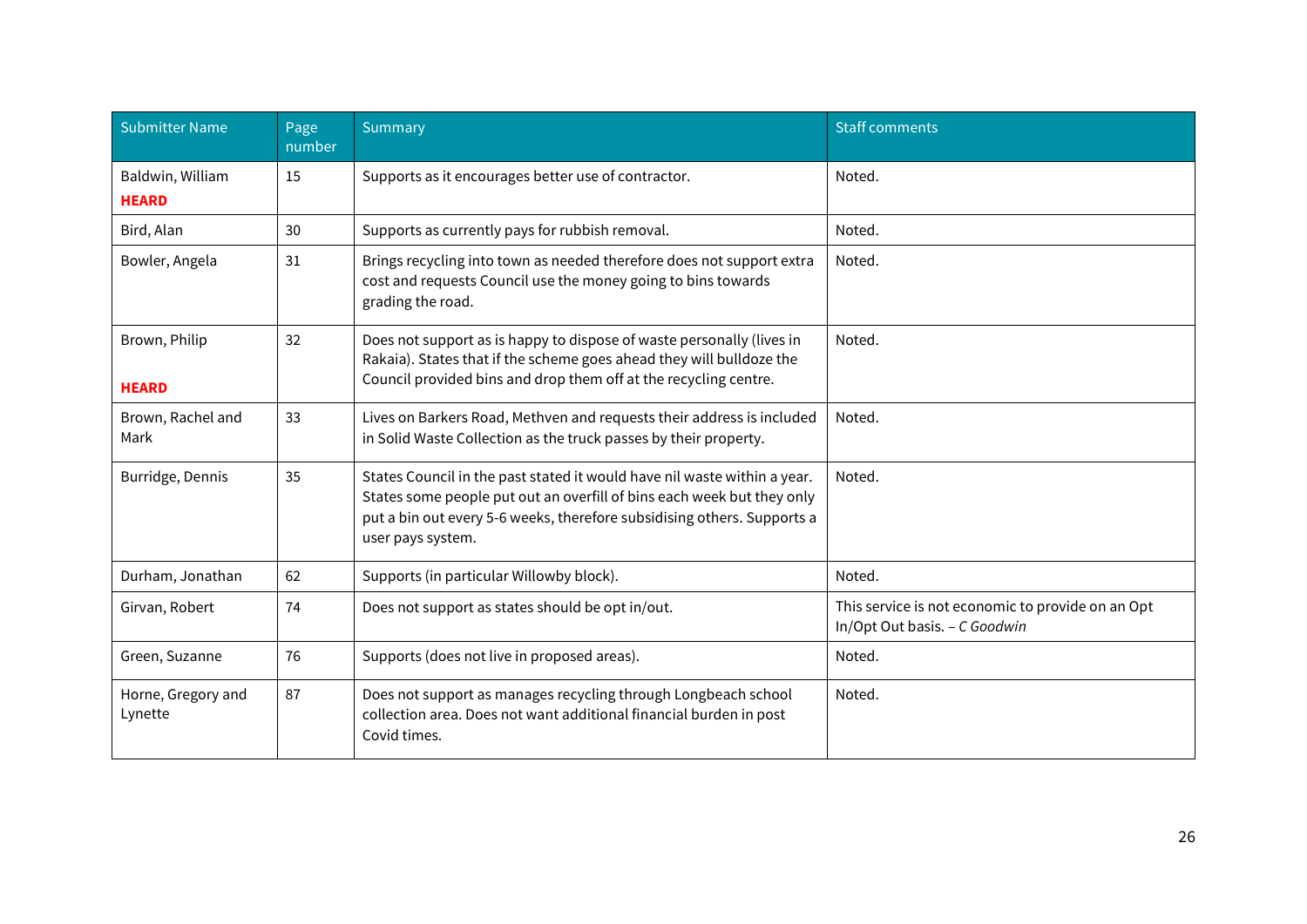| Submitter Name | Page number | Summary | Staff comments |
|---|---|---|---|
| Baldwin, William **HEARD** | 15 | Supports as it encourages better use of contractor. | Noted. |
| Bird, Alan | 30 | Supports as currently pays for rubbish removal. | Noted. |
| Bowler, Angela | 31 | Brings recycling into town as needed therefore does not support extra cost and requests Council use the money going to bins towards grading the road. | Noted. |
| Brown, Philip **HEARD** | 32 | Does not support as is happy to dispose of waste personally (lives in Rakaia). States that if the scheme goes ahead they will bulldoze the Council provided bins and drop them off at the recycling centre. | Noted. |
| Brown, Rachel and Mark | 33 | Lives on Barkers Road, Methven and requests their address is included in Solid Waste Collection as the truck passes by their property. | Noted. |
| Burridge, Dennis | 35 | States Council in the past stated it would have nil waste within a year. States some people put out an overfill of bins each week but they only put a bin out every 5-6 weeks, therefore subsidising others. Supports a user pays system. | Noted. |
| Durham, Jonathan | 62 | Supports (in particular Willowby block). | Noted. |
| Girvan, Robert | 74 | Does not support as states should be opt in/out. | This service is not economic to provide on an Opt In/Opt Out basis. – *C Goodwin* |
| Green, Suzanne | 76 | Supports (does not live in proposed areas). | Noted. |
| Horne, Gregory and Lynette | 87 | Does not support as manages recycling through Longbeach school collection area. Does not want additional financial burden in post Covid times. | Noted. |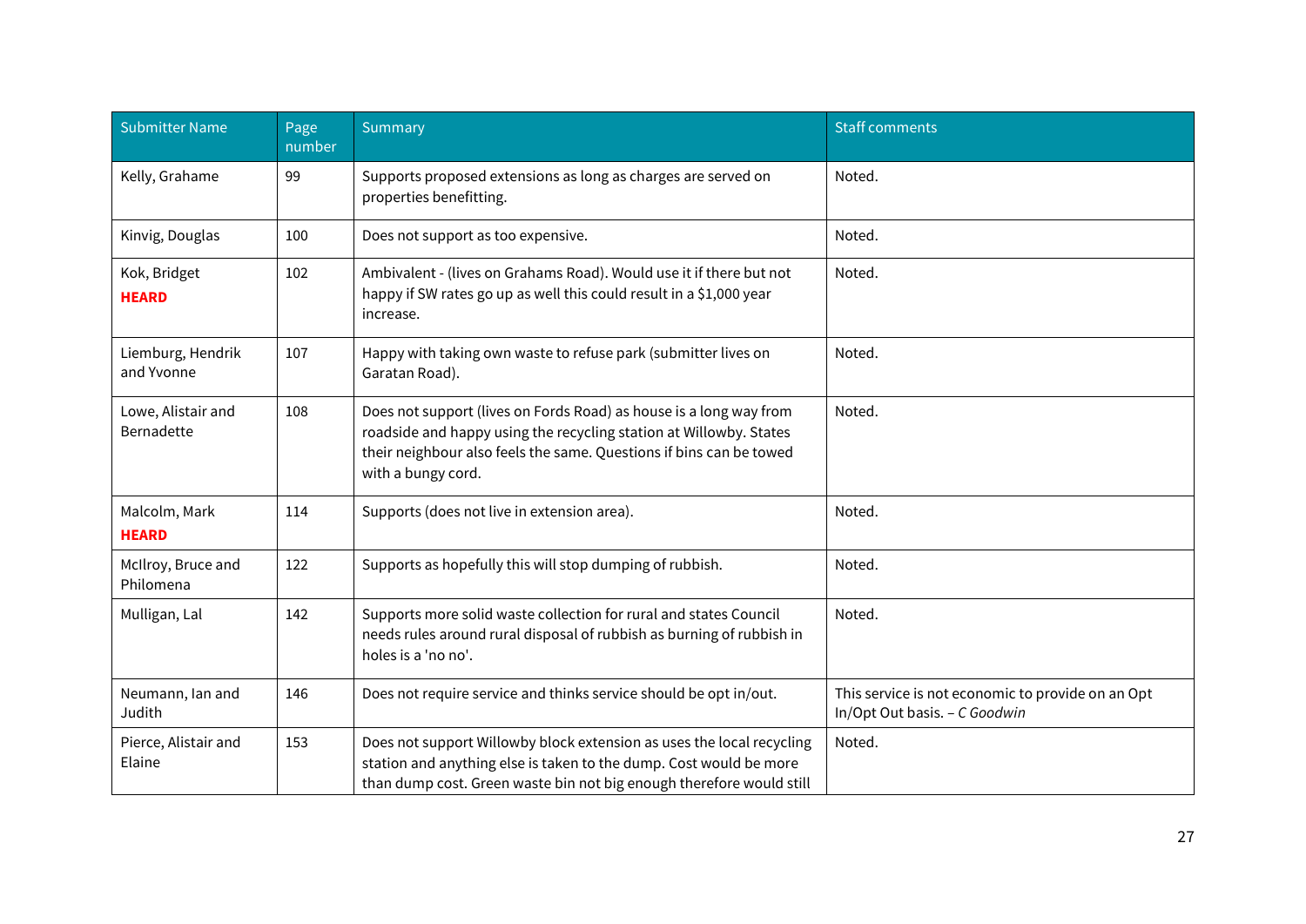| Submitter Name | Page number | Summary | Staff comments |
| --- | --- | --- | --- |
| Kelly, Grahame | 99 | Supports proposed extensions as long as charges are served on properties benefitting. | Noted. |
| Kinvig, Douglas | 100 | Does not support as too expensive. | Noted. |
| Kok, Bridget **HEARD** | 102 | Ambivalent - (lives on Grahams Road). Would use it if there but not happy if SW rates go up as well this could result in a $1,000 year increase. | Noted. |
| Liemburg, Hendrik and Yvonne | 107 | Happy with taking own waste to refuse park (submitter lives on Garatan Road). | Noted. |
| Lowe, Alistair and Bernadette | 108 | Does not support (lives on Fords Road) as house is a long way from roadside and happy using the recycling station at Willowby. States their neighbour also feels the same. Questions if bins can be towed with a bungy cord. | Noted. |
| Malcolm, Mark **HEARD** | 114 | Supports (does not live in extension area). | Noted. |
| McIlroy, Bruce and Philomena | 122 | Supports as hopefully this will stop dumping of rubbish. | Noted. |
| Mulligan, Lal | 142 | Supports more solid waste collection for rural and states Council needs rules around rural disposal of rubbish as burning of rubbish in holes is a 'no no'. | Noted. |
| Neumann, Ian and Judith | 146 | Does not require service and thinks service should be opt in/out. | This service is not economic to provide on an Opt In/Opt Out basis. – *C Goodwin* |
| Pierce, Alistair and Elaine | 153 | Does not support Willowby block extension as uses the local recycling station and anything else is taken to the dump. Cost would be more than dump cost. Green waste bin not big enough therefore would still | Noted. |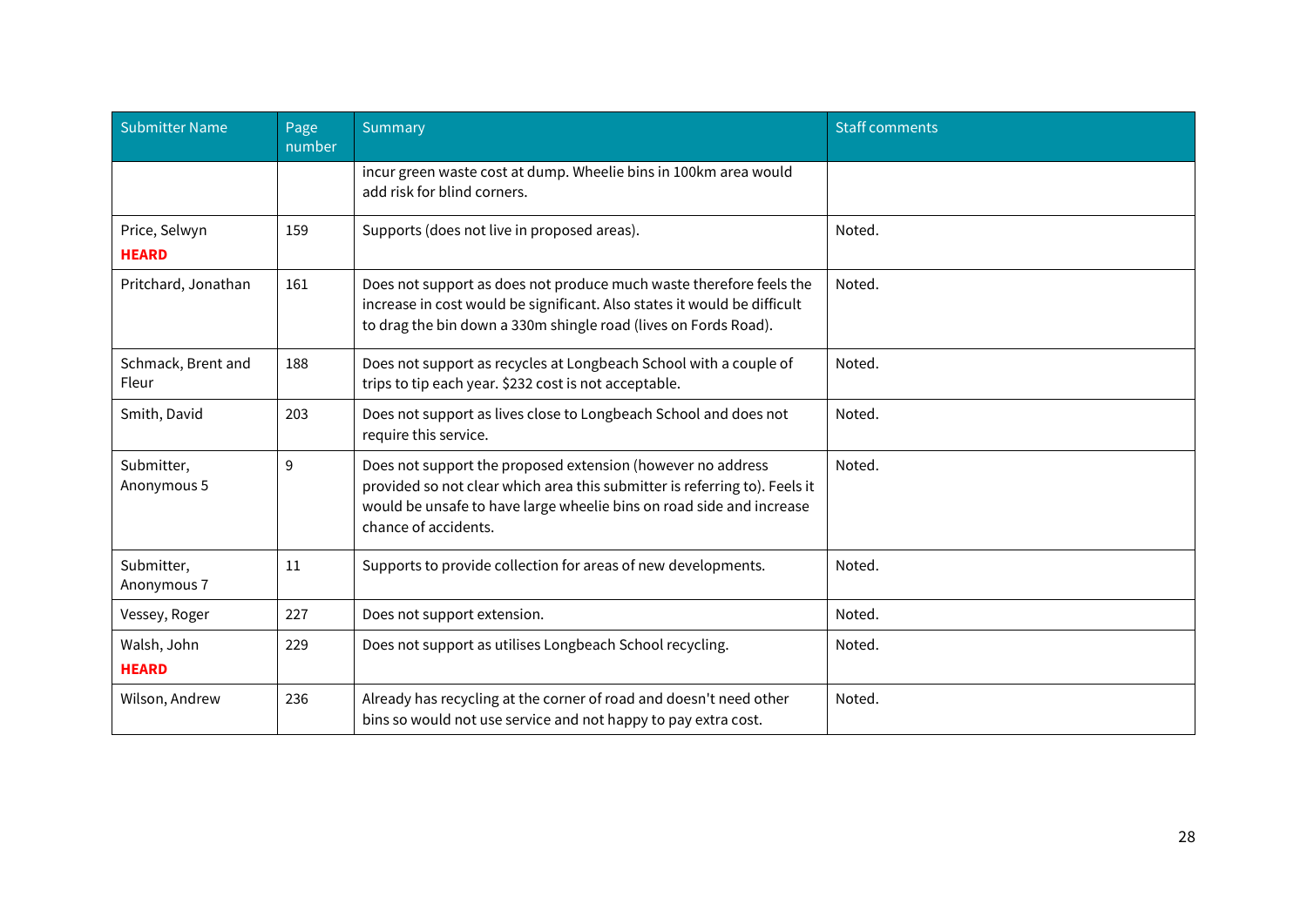| Submitter Name | Page number | Summary | Staff comments |
|---|---|---|---|
| | | incur green waste cost at dump. Wheelie bins in 100km area would add risk for blind corners. | |
| Price, Selwyn **HEARD** | 159 | Supports (does not live in proposed areas). | Noted. |
| Pritchard, Jonathan | 161 | Does not support as does not produce much waste therefore feels the increase in cost would be significant. Also states it would be difficult to drag the bin down a 330m shingle road (lives on Fords Road). | Noted. |
| Schmack, Brent and Fleur | 188 | Does not support as recycles at Longbeach School with a couple of trips to tip each year. $232 cost is not acceptable. | Noted. |
| Smith, David | 203 | Does not support as lives close to Longbeach School and does not require this service. | Noted. |
| Submitter, Anonymous 5 | 9 | Does not support the proposed extension (however no address provided so not clear which area this submitter is referring to). Feels it would be unsafe to have large wheelie bins on road side and increase chance of accidents. | Noted. |
| Submitter, Anonymous 7 | 11 | Supports to provide collection for areas of new developments. | Noted. |
| Vessey, Roger | 227 | Does not support extension. | Noted. |
| Walsh, John **HEARD** | 229 | Does not support as utilises Longbeach School recycling. | Noted. |
| Wilson, Andrew | 236 | Already has recycling at the corner of road and doesn't need other bins so would not use service and not happy to pay extra cost. | Noted. |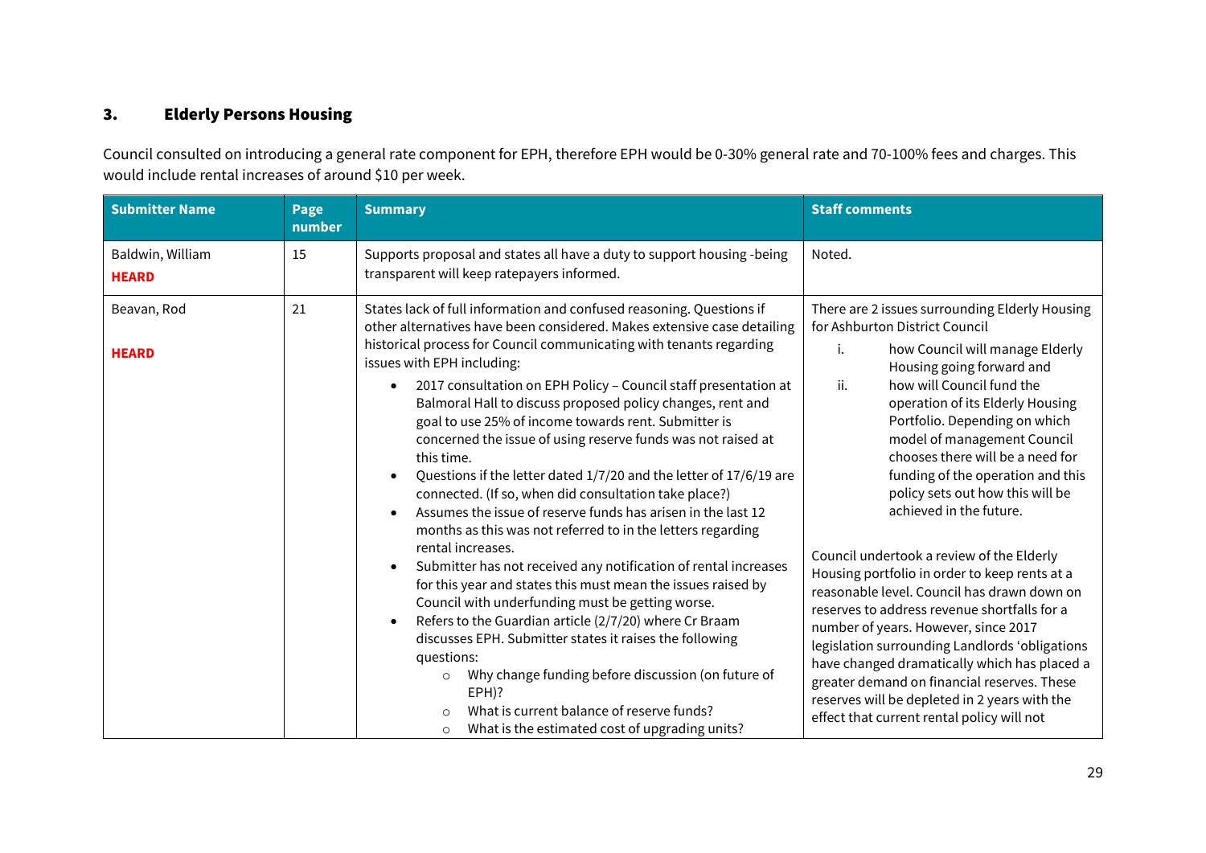## 3. Elderly Persons Housing

Council consulted on introducing a general rate component for EPH, therefore EPH would be 0-30% general rate and 70-100% fees and charges. This would include rental increases of around $10 per week.

| Submitter Name | Page number | Summary | Staff comments |
|---|---|---|---|
| Baldwin, William **HEARD** | 15 | Supports proposal and states all have a duty to support housing -being transparent will keep ratepayers informed. | Noted. |
| Beavan, Rod **HEARD** | 21 | States lack of full information and confused reasoning. Questions if other alternatives have been considered. Makes extensive case detailing historical process for Council communicating with tenants regarding issues with EPH including: <ul><li>2017 consultation on EPH Policy – Council staff presentation at Balmoral Hall to discuss proposed policy changes, rent and goal to use 25% of income towards rent. Submitter is concerned the issue of using reserve funds was not raised at this time.</li><li>Questions if the letter dated 1/7/20 and the letter of 17/6/19 are connected. (If so, when did consultation take place?)</li><li>Assumes the issue of reserve funds has arisen in the last 12 months as this was not referred to in the letters regarding rental increases.</li><li>Submitter has not received any notification of rental increases for this year and states this must mean the issues raised by Council with underfunding must be getting worse.</li><li>Refers to the Guardian article (2/7/20) where Cr Braam discusses EPH. Submitter states it raises the following questions:<ul><li>Why change funding before discussion (on future of EPH)?</li><li>What is current balance of reserve funds?</li><li>What is the estimated cost of upgrading units?</li></ul></li></ul> | There are 2 issues surrounding Elderly Housing for Ashburton District Council <ol type="i"><li>how Council will manage Elderly Housing going forward and</li><li>how will Council fund the operation of its Elderly Housing Portfolio. Depending on which model of management Council chooses there will be a need for funding of the operation and this policy sets out how this will be achieved in the future.</li></ol> Council undertook a review of the Elderly Housing portfolio in order to keep rents at a reasonable level. Council has drawn down on reserves to address revenue shortfalls for a number of years. However, since 2017 legislation surrounding Landlords 'obligations have changed dramatically which has placed a greater demand on financial reserves. These reserves will be depleted in 2 years with the effect that current rental policy will not |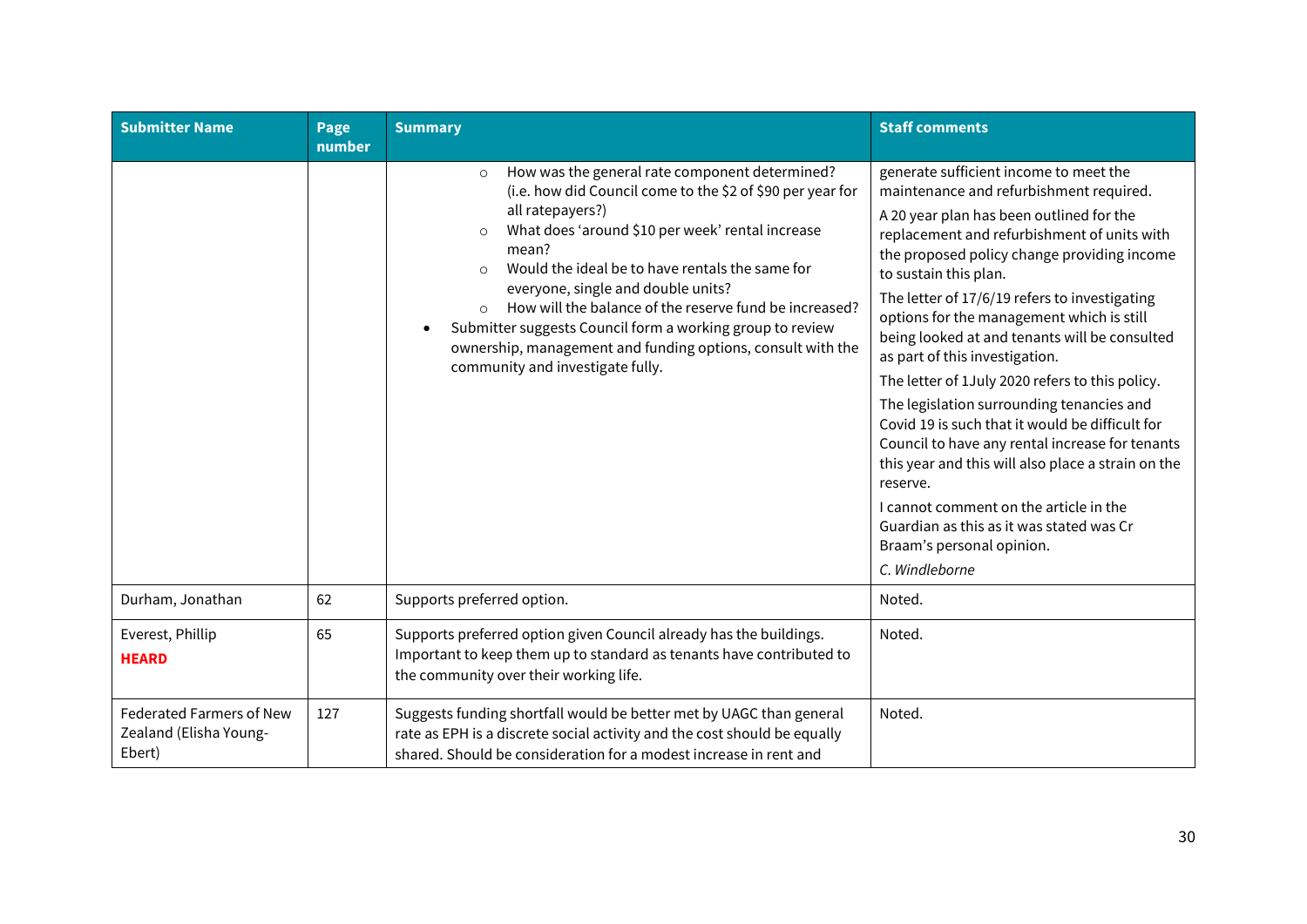| Submitter Name | Page number | Summary | Staff comments |
|---|---|---|---|
| | | ○ How was the general rate component determined? (i.e. how did Council come to the $2 of $90 per year for all ratepayers?)<br>○ What does 'around $10 per week' rental increase mean?<br>○ Would the ideal be to have rentals the same for everyone, single and double units?<br>○ How will the balance of the reserve fund be increased?<br>• Submitter suggests Council form a working group to review ownership, management and funding options, consult with the community and investigate fully. | generate sufficient income to meet the maintenance and refurbishment required.<br>A 20 year plan has been outlined for the replacement and refurbishment of units with the proposed policy change providing income to sustain this plan.<br>The letter of 17/6/19 refers to investigating options for the management which is still being looked at and tenants will be consulted as part of this investigation.<br>The letter of 1July 2020 refers to this policy.<br>The legislation surrounding tenancies and Covid 19 is such that it would be difficult for Council to have any rental increase for tenants this year and this will also place a strain on the reserve.<br>I cannot comment on the article in the Guardian as this as it was stated was Cr Braam's personal opinion.<br>*C. Windleborne* |
| Durham, Jonathan | 62 | Supports preferred option. | Noted. |
| Everest, Phillip<br>**HEARD** | 65 | Supports preferred option given Council already has the buildings. Important to keep them up to standard as tenants have contributed to the community over their working life. | Noted. |
| Federated Farmers of New Zealand (Elisha Young-Ebert) | 127 | Suggests funding shortfall would be better met by UAGC than general rate as EPH is a discrete social activity and the cost should be equally shared. Should be consideration for a modest increase in rent and | Noted. |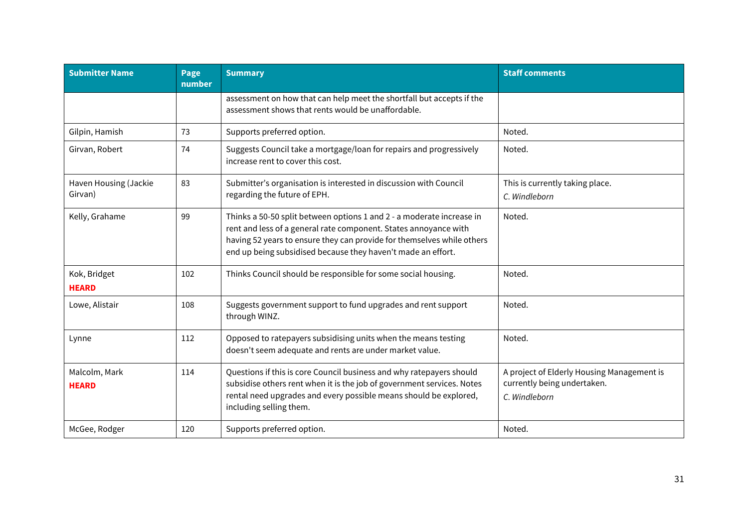| Submitter Name | Page number | Summary | Staff comments |
|---|---|---|---|
| | | assessment on how that can help meet the shortfall but accepts if the assessment shows that rents would be unaffordable. | |
| Gilpin, Hamish | 73 | Supports preferred option. | Noted. |
| Girvan, Robert | 74 | Suggests Council take a mortgage/loan for repairs and progressively increase rent to cover this cost. | Noted. |
| Haven Housing (Jackie Girvan) | 83 | Submitter's organisation is interested in discussion with Council regarding the future of EPH. | This is currently taking place. *C. Windleborn* |
| Kelly, Grahame | 99 | Thinks a 50-50 split between options 1 and 2 - a moderate increase in rent and less of a general rate component. States annoyance with having 52 years to ensure they can provide for themselves while others end up being subsidised because they haven't made an effort. | Noted. |
| Kok, Bridget **HEARD** | 102 | Thinks Council should be responsible for some social housing. | Noted. |
| Lowe, Alistair | 108 | Suggests government support to fund upgrades and rent support through WINZ. | Noted. |
| Lynne | 112 | Opposed to ratepayers subsidising units when the means testing doesn't seem adequate and rents are under market value. | Noted. |
| Malcolm, Mark **HEARD** | 114 | Questions if this is core Council business and why ratepayers should subsidise others rent when it is the job of government services. Notes rental need upgrades and every possible means should be explored, including selling them. | A project of Elderly Housing Management is currently being undertaken. *C. Windleborn* |
| McGee, Rodger | 120 | Supports preferred option. | Noted. |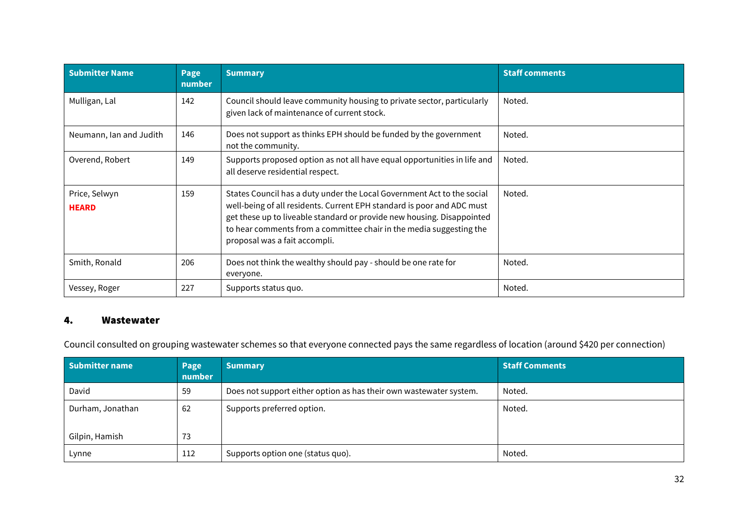| Submitter Name | Page number | Summary | Staff comments |
| --- | --- | --- | --- |
| Mulligan, Lal | 142 | Council should leave community housing to private sector, particularly given lack of maintenance of current stock. | Noted. |
| Neumann, Ian and Judith | 146 | Does not support as thinks EPH should be funded by the government not the community. | Noted. |
| Overend, Robert | 149 | Supports proposed option as not all have equal opportunities in life and all deserve residential respect. | Noted. |
| Price, Selwyn **HEARD** | 159 | States Council has a duty under the Local Government Act to the social well-being of all residents. Current EPH standard is poor and ADC must get these up to liveable standard or provide new housing. Disappointed to hear comments from a committee chair in the media suggesting the proposal was a fait accompli. | Noted. |
| Smith, Ronald | 206 | Does not think the wealthy should pay - should be one rate for everyone. | Noted. |
| Vessey, Roger | 227 | Supports status quo. | Noted. |

## 4. Wastewater

Council consulted on grouping wastewater schemes so that everyone connected pays the same regardless of location (around $420 per connection)

| Submitter name | Page number | Summary | Staff Comments |
| --- | --- | --- | --- |
| David | 59 | Does not support either option as has their own wastewater system. | Noted. |
| Durham, Jonathan<br><br>Gilpin, Hamish | 62<br><br>73 | Supports preferred option. | Noted. |
| Lynne | 112 | Supports option one (status quo). | Noted. |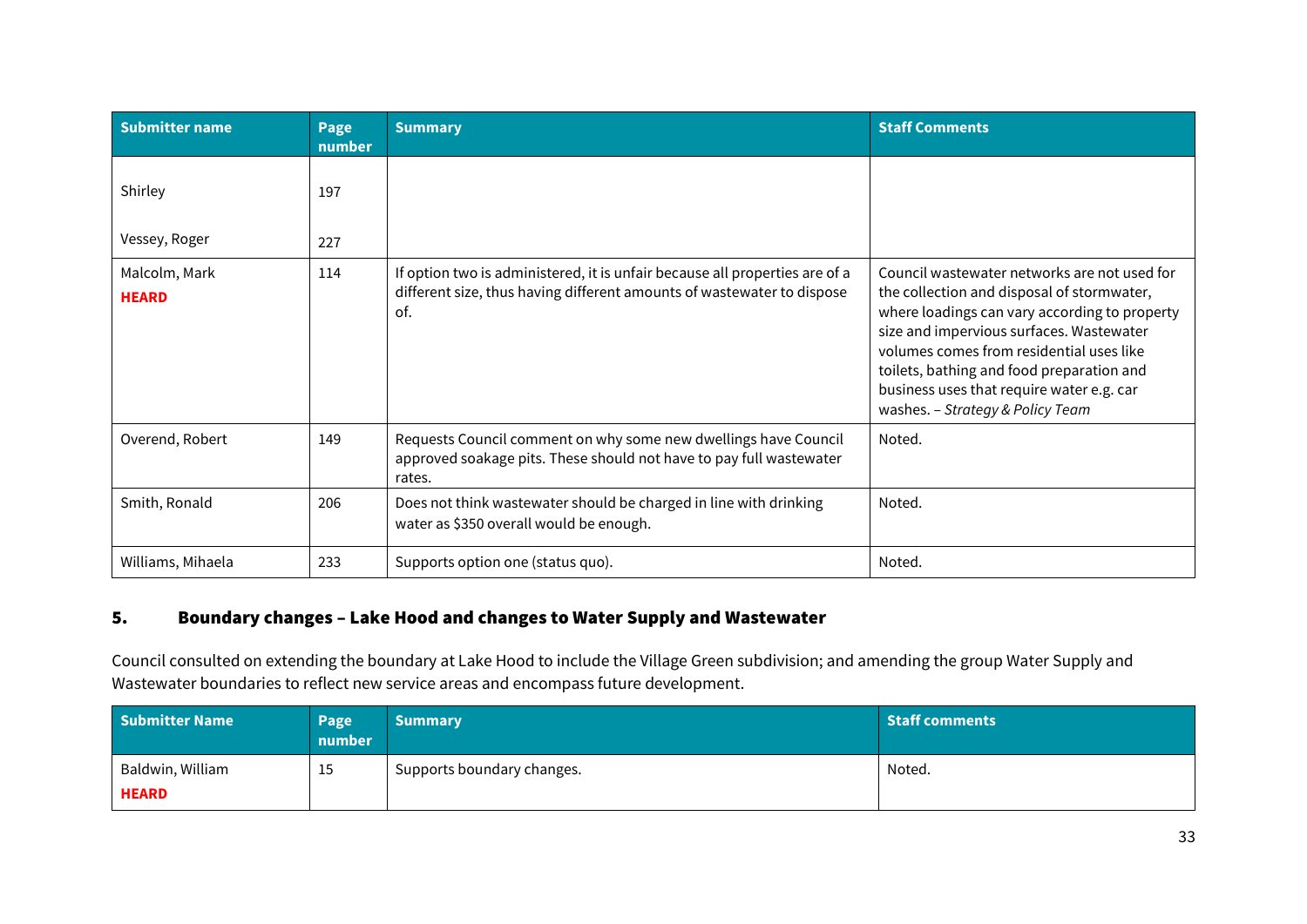| Submitter name | Page number | Summary | Staff Comments |
|---|---|---|---|
| Shirley<br><br>Vessey, Roger | 197<br><br>227 | | |
| Malcolm, Mark<br>**HEARD** | 114 | If option two is administered, it is unfair because all properties are of a different size, thus having different amounts of wastewater to dispose of. | Council wastewater networks are not used for the collection and disposal of stormwater, where loadings can vary according to property size and impervious surfaces. Wastewater volumes comes from residential uses like toilets, bathing and food preparation and business uses that require water e.g. car washes. – *Strategy & Policy Team* |
| Overend, Robert | 149 | Requests Council comment on why some new dwellings have Council approved soakage pits. These should not have to pay full wastewater rates. | Noted. |
| Smith, Ronald | 206 | Does not think wastewater should be charged in line with drinking water as $350 overall would be enough. | Noted. |
| Williams, Mihaela | 233 | Supports option one (status quo). | Noted. |

## 5. Boundary changes – Lake Hood and changes to Water Supply and Wastewater

Council consulted on extending the boundary at Lake Hood to include the Village Green subdivision; and amending the group Water Supply and Wastewater boundaries to reflect new service areas and encompass future development.

| Submitter Name | Page number | Summary | Staff comments |
|---|---|---|---|
| Baldwin, William<br>**HEARD** | 15 | Supports boundary changes. | Noted. |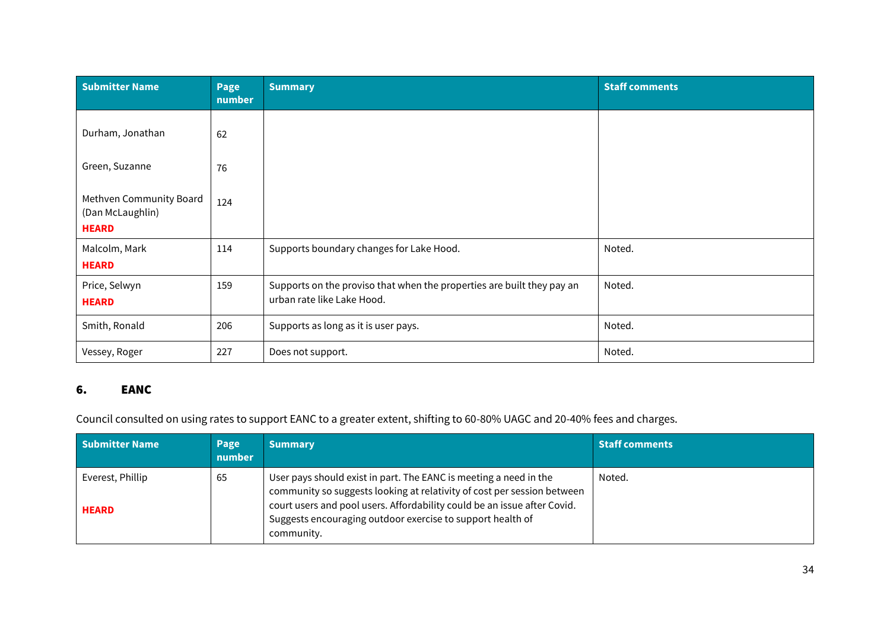| Submitter Name | Page number | Summary | Staff comments |
|---|---|---|---|
| Durham, Jonathan<br><br>Green, Suzanne<br><br>Methven Community Board (Dan McLaughlin)<br>**HEARD** | 62<br><br>76<br><br>124 | | |
| Malcolm, Mark<br>**HEARD** | 114 | Supports boundary changes for Lake Hood. | Noted. |
| Price, Selwyn<br>**HEARD** | 159 | Supports on the proviso that when the properties are built they pay an urban rate like Lake Hood. | Noted. |
| Smith, Ronald | 206 | Supports as long as it is user pays. | Noted. |
| Vessey, Roger | 227 | Does not support. | Noted. |

## 6. EANC

Council consulted on using rates to support EANC to a greater extent, shifting to 60-80% UAGC and 20-40% fees and charges.

| Submitter Name | Page number | Summary | Staff comments |
|---|---|---|---|
| Everest, Phillip<br><br>**HEARD** | 65 | User pays should exist in part. The EANC is meeting a need in the community so suggests looking at relativity of cost per session between court users and pool users. Affordability could be an issue after Covid. Suggests encouraging outdoor exercise to support health of community. | Noted. |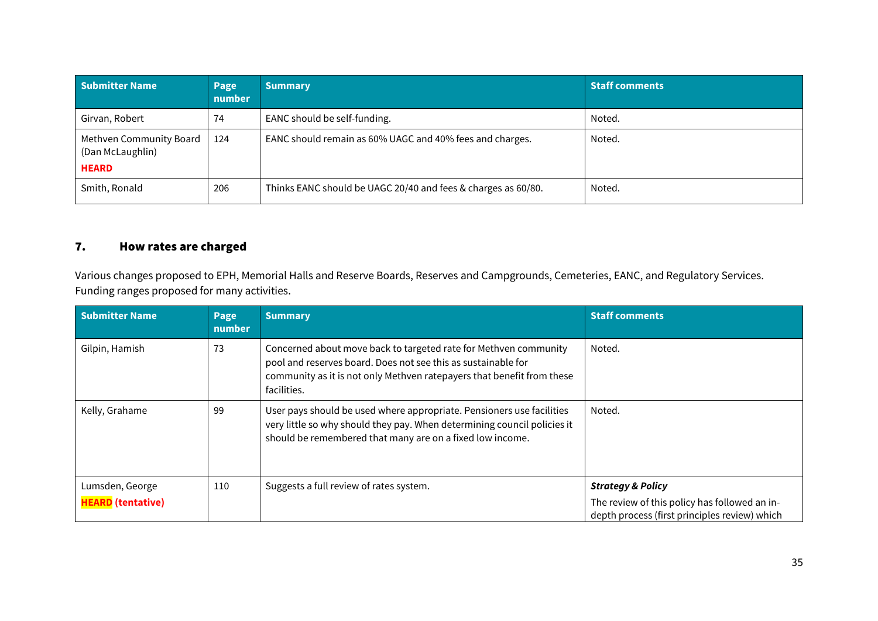| Submitter Name | Page number | Summary | Staff comments |
|---|---|---|---|
| Girvan, Robert | 74 | EANC should be self-funding. | Noted. |
| Methven Community Board (Dan McLaughlin) **HEARD** | 124 | EANC should remain as 60% UAGC and 40% fees and charges. | Noted. |
| Smith, Ronald | 206 | Thinks EANC should be UAGC 20/40 and fees & charges as 60/80. | Noted. |

## 7. How rates are charged

Various changes proposed to EPH, Memorial Halls and Reserve Boards, Reserves and Campgrounds, Cemeteries, EANC, and Regulatory Services. Funding ranges proposed for many activities.

| Submitter Name | Page number | Summary | Staff comments |
|---|---|---|---|
| Gilpin, Hamish | 73 | Concerned about move back to targeted rate for Methven community pool and reserves board. Does not see this as sustainable for community as it is not only Methven ratepayers that benefit from these facilities. | Noted. |
| Kelly, Grahame | 99 | User pays should be used where appropriate. Pensioners use facilities very little so why should they pay. When determining council policies it should be remembered that many are on a fixed low income. | Noted. |
| Lumsden, George **HEARD (tentative)** | 110 | Suggests a full review of rates system. | ***Strategy & Policy*** The review of this policy has followed an in-depth process (first principles review) which |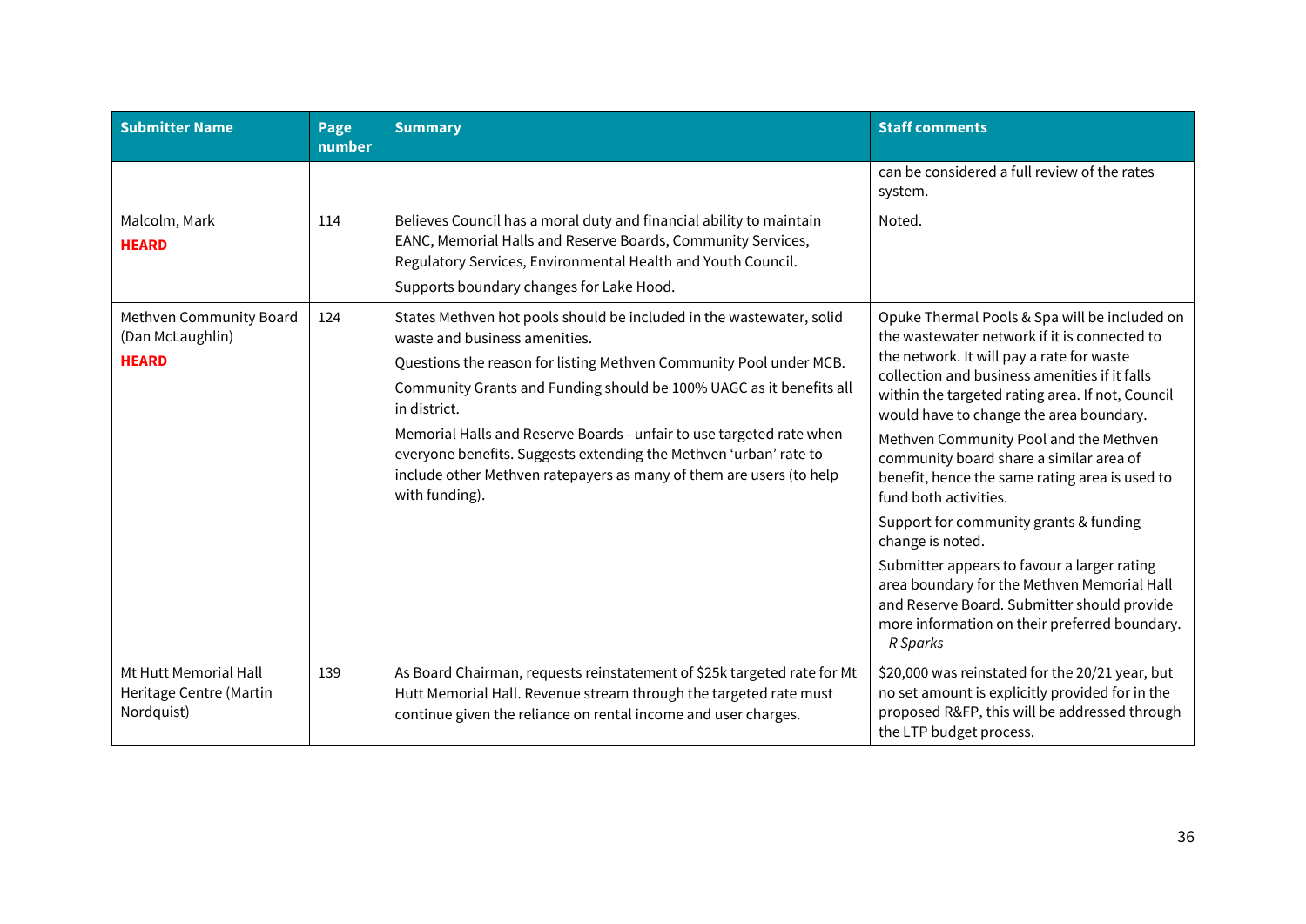| Submitter Name | Page number | Summary | Staff comments |
|---|---|---|---|
| | | | can be considered a full review of the rates system. |
| Malcolm, Mark **HEARD** | 114 | Believes Council has a moral duty and financial ability to maintain EANC, Memorial Halls and Reserve Boards, Community Services, Regulatory Services, Environmental Health and Youth Council. Supports boundary changes for Lake Hood. | Noted. |
| Methven Community Board (Dan McLaughlin) **HEARD** | 124 | States Methven hot pools should be included in the wastewater, solid waste and business amenities. Questions the reason for listing Methven Community Pool under MCB. Community Grants and Funding should be 100% UAGC as it benefits all in district. Memorial Halls and Reserve Boards - unfair to use targeted rate when everyone benefits. Suggests extending the Methven 'urban' rate to include other Methven ratepayers as many of them are users (to help with funding). | Opuke Thermal Pools & Spa will be included on the wastewater network if it is connected to the network. It will pay a rate for waste collection and business amenities if it falls within the targeted rating area. If not, Council would have to change the area boundary. Methven Community Pool and the Methven community board share a similar area of benefit, hence the same rating area is used to fund both activities. Support for community grants & funding change is noted. Submitter appears to favour a larger rating area boundary for the Methven Memorial Hall and Reserve Board. Submitter should provide more information on their preferred boundary. *– R Sparks* |
| Mt Hutt Memorial Hall Heritage Centre (Martin Nordquist) | 139 | As Board Chairman, requests reinstatement of $25k targeted rate for Mt Hutt Memorial Hall. Revenue stream through the targeted rate must continue given the reliance on rental income and user charges. | $20,000 was reinstated for the 20/21 year, but no set amount is explicitly provided for in the proposed R&FP, this will be addressed through the LTP budget process. |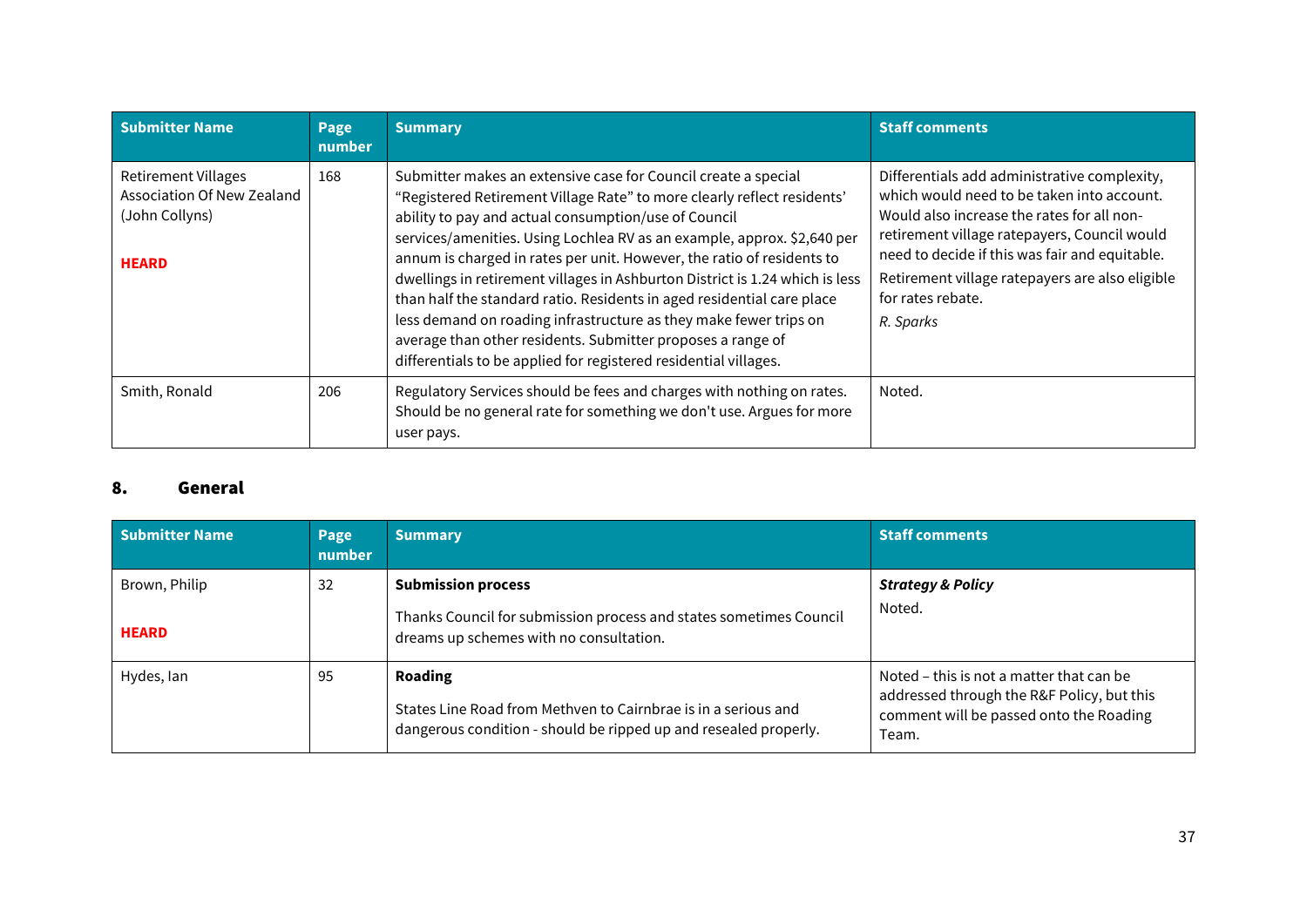| Submitter Name | Page number | Summary | Staff comments |
|---|---|---|---|
| Retirement Villages Association Of New Zealand (John Collyns)<br><br>**HEARD** | 168 | Submitter makes an extensive case for Council create a special "Registered Retirement Village Rate" to more clearly reflect residents' ability to pay and actual consumption/use of Council services/amenities. Using Lochlea RV as an example, approx. $2,640 per annum is charged in rates per unit. However, the ratio of residents to dwellings in retirement villages in Ashburton District is 1.24 which is less than half the standard ratio. Residents in aged residential care place less demand on roading infrastructure as they make fewer trips on average than other residents. Submitter proposes a range of differentials to be applied for registered residential villages. | Differentials add administrative complexity, which would need to be taken into account. Would also increase the rates for all non-retirement village ratepayers, Council would need to decide if this was fair and equitable.<br>Retirement village ratepayers are also eligible for rates rebate.<br>*R. Sparks* |
| Smith, Ronald | 206 | Regulatory Services should be fees and charges with nothing on rates. Should be no general rate for something we don't use. Argues for more user pays. | Noted. |

## 8. General

| Submitter Name | Page number | Summary | Staff comments |
|---|---|---|---|
| Brown, Philip<br><br>**HEARD** | 32 | **Submission process**<br><br>Thanks Council for submission process and states sometimes Council dreams up schemes with no consultation. | ***Strategy & Policy***<br>Noted. |
| Hydes, Ian | 95 | **Roading**<br><br>States Line Road from Methven to Cairnbrae is in a serious and dangerous condition - should be ripped up and resealed properly. | Noted – this is not a matter that can be addressed through the R&F Policy, but this comment will be passed onto the Roading Team. |